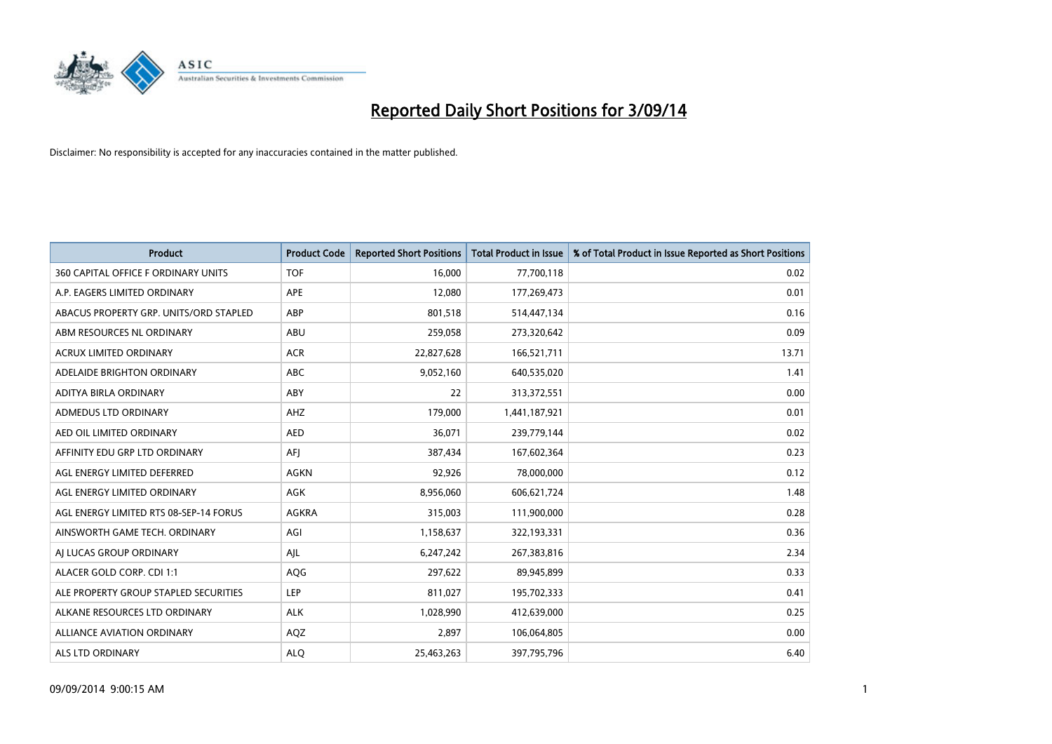# Reported Daily Short Positions for 3/09/14

Disclaimer: No responsibility is accepted for any inaccuracies contained in the matter published.

| Product | Product Code | Reported Short Positions | Total Product in Issue | % of Total Product in Issue Reported as Short Positions |
|---|---|---|---|---|
| 360 CAPITAL OFFICE F ORDINARY UNITS | TOF | 16,000 | 77,700,118 | 0.02 |
| A.P. EAGERS LIMITED ORDINARY | APE | 12,080 | 177,269,473 | 0.01 |
| ABACUS PROPERTY GRP. UNITS/ORD STAPLED | ABP | 801,518 | 514,447,134 | 0.16 |
| ABM RESOURCES NL ORDINARY | ABU | 259,058 | 273,320,642 | 0.09 |
| ACRUX LIMITED ORDINARY | ACR | 22,827,628 | 166,521,711 | 13.71 |
| ADELAIDE BRIGHTON ORDINARY | ABC | 9,052,160 | 640,535,020 | 1.41 |
| ADITYA BIRLA ORDINARY | ABY | 22 | 313,372,551 | 0.00 |
| ADMEDUS LTD ORDINARY | AHZ | 179,000 | 1,441,187,921 | 0.01 |
| AED OIL LIMITED ORDINARY | AED | 36,071 | 239,779,144 | 0.02 |
| AFFINITY EDU GRP LTD ORDINARY | AFJ | 387,434 | 167,602,364 | 0.23 |
| AGL ENERGY LIMITED DEFERRED | AGKN | 92,926 | 78,000,000 | 0.12 |
| AGL ENERGY LIMITED ORDINARY | AGK | 8,956,060 | 606,621,724 | 1.48 |
| AGL ENERGY LIMITED RTS 08-SEP-14 FORUS | AGKRA | 315,003 | 111,900,000 | 0.28 |
| AINSWORTH GAME TECH. ORDINARY | AGI | 1,158,637 | 322,193,331 | 0.36 |
| AJ LUCAS GROUP ORDINARY | AJL | 6,247,242 | 267,383,816 | 2.34 |
| ALACER GOLD CORP. CDI 1:1 | AQG | 297,622 | 89,945,899 | 0.33 |
| ALE PROPERTY GROUP STAPLED SECURITIES | LEP | 811,027 | 195,702,333 | 0.41 |
| ALKANE RESOURCES LTD ORDINARY | ALK | 1,028,990 | 412,639,000 | 0.25 |
| ALLIANCE AVIATION ORDINARY | AQZ | 2,897 | 106,064,805 | 0.00 |
| ALS LTD ORDINARY | ALQ | 25,463,263 | 397,795,796 | 6.40 |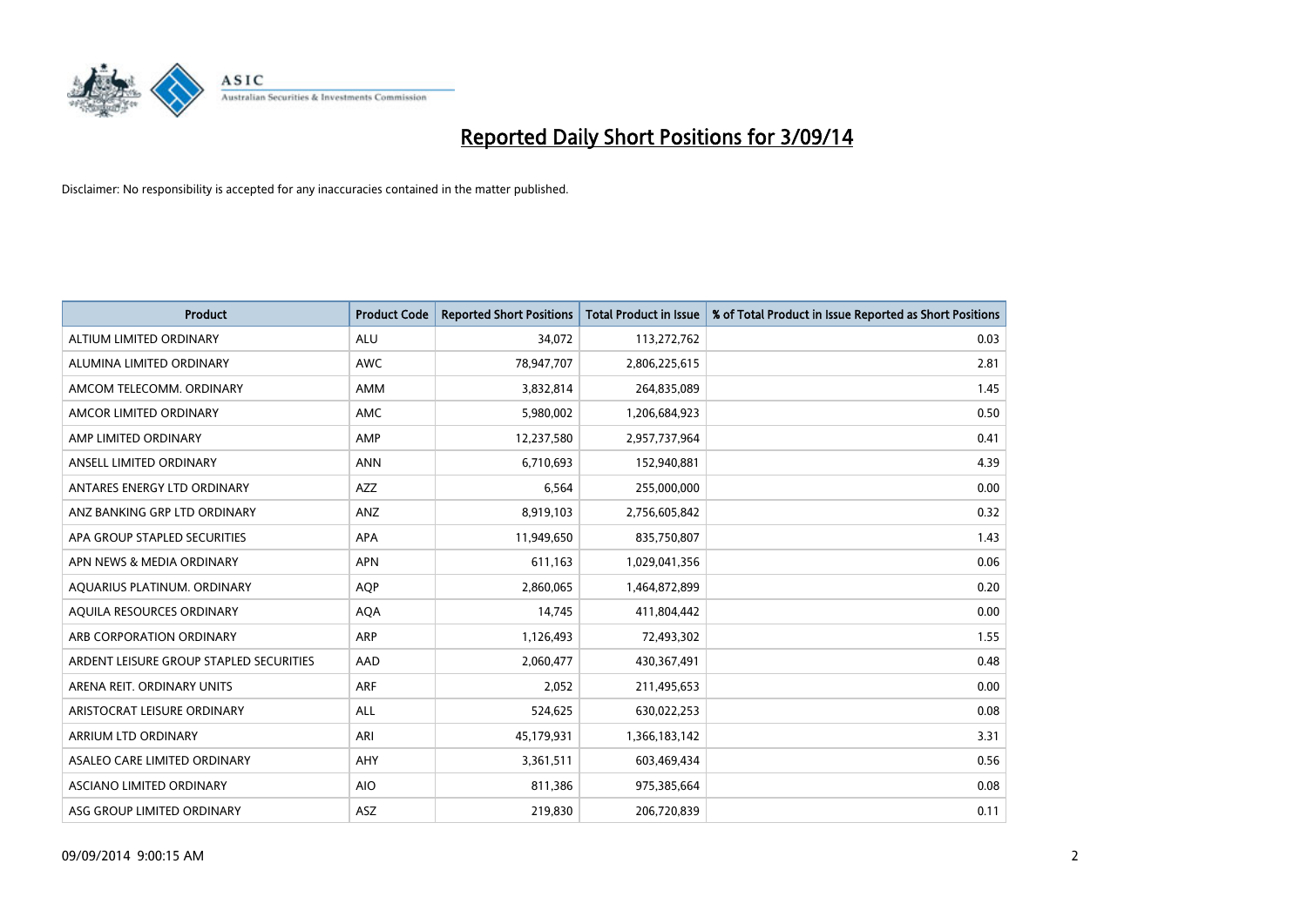# Reported Daily Short Positions for 3/09/14

Disclaimer: No responsibility is accepted for any inaccuracies contained in the matter published.

| Product | Product Code | Reported Short Positions | Total Product in Issue | % of Total Product in Issue Reported as Short Positions |
|---|---|---|---|---|
| ALTIUM LIMITED ORDINARY | ALU | 34,072 | 113,272,762 | 0.03 |
| ALUMINA LIMITED ORDINARY | AWC | 78,947,707 | 2,806,225,615 | 2.81 |
| AMCOM TELECOMM. ORDINARY | AMM | 3,832,814 | 264,835,089 | 1.45 |
| AMCOR LIMITED ORDINARY | AMC | 5,980,002 | 1,206,684,923 | 0.50 |
| AMP LIMITED ORDINARY | AMP | 12,237,580 | 2,957,737,964 | 0.41 |
| ANSELL LIMITED ORDINARY | ANN | 6,710,693 | 152,940,881 | 4.39 |
| ANTARES ENERGY LTD ORDINARY | AZZ | 6,564 | 255,000,000 | 0.00 |
| ANZ BANKING GRP LTD ORDINARY | ANZ | 8,919,103 | 2,756,605,842 | 0.32 |
| APA GROUP STAPLED SECURITIES | APA | 11,949,650 | 835,750,807 | 1.43 |
| APN NEWS & MEDIA ORDINARY | APN | 611,163 | 1,029,041,356 | 0.06 |
| AQUARIUS PLATINUM. ORDINARY | AQP | 2,860,065 | 1,464,872,899 | 0.20 |
| AQUILA RESOURCES ORDINARY | AQA | 14,745 | 411,804,442 | 0.00 |
| ARB CORPORATION ORDINARY | ARP | 1,126,493 | 72,493,302 | 1.55 |
| ARDENT LEISURE GROUP STAPLED SECURITIES | AAD | 2,060,477 | 430,367,491 | 0.48 |
| ARENA REIT. ORDINARY UNITS | ARF | 2,052 | 211,495,653 | 0.00 |
| ARISTOCRAT LEISURE ORDINARY | ALL | 524,625 | 630,022,253 | 0.08 |
| ARRIUM LTD ORDINARY | ARI | 45,179,931 | 1,366,183,142 | 3.31 |
| ASALEO CARE LIMITED ORDINARY | AHY | 3,361,511 | 603,469,434 | 0.56 |
| ASCIANO LIMITED ORDINARY | AIO | 811,386 | 975,385,664 | 0.08 |
| ASG GROUP LIMITED ORDINARY | ASZ | 219,830 | 206,720,839 | 0.11 |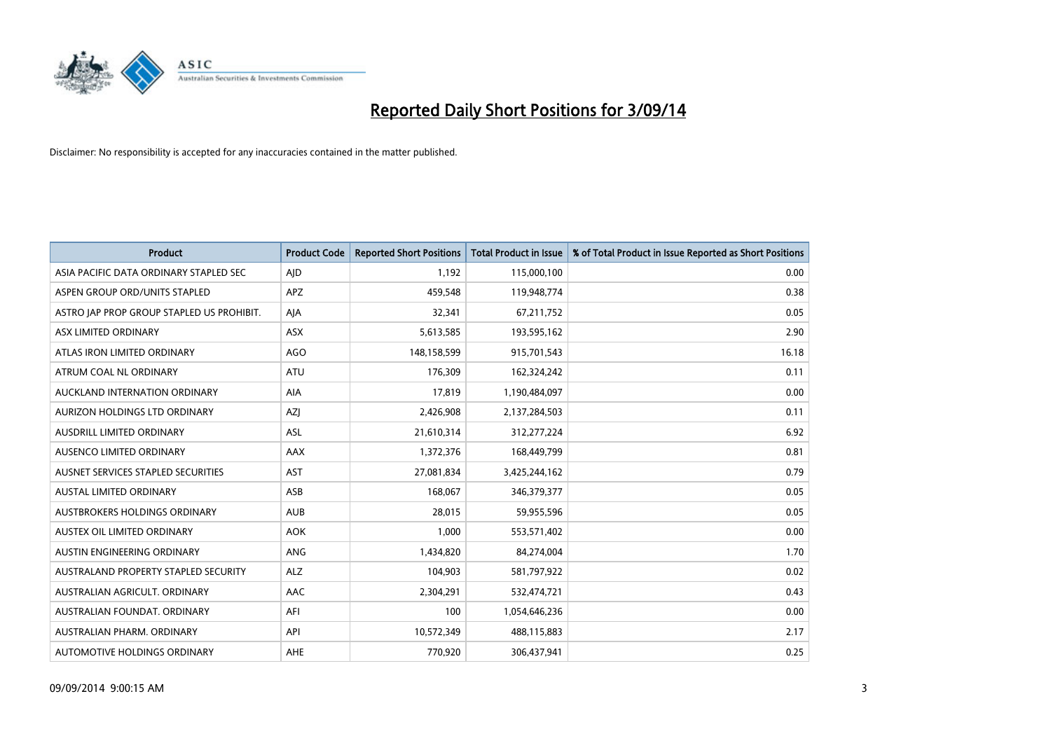# Reported Daily Short Positions for 3/09/14

Disclaimer: No responsibility is accepted for any inaccuracies contained in the matter published.

| Product | Product Code | Reported Short Positions | Total Product in Issue | % of Total Product in Issue Reported as Short Positions |
|---|---|---|---|---|
| ASIA PACIFIC DATA ORDINARY STAPLED SEC | AJD | 1,192 | 115,000,100 | 0.00 |
| ASPEN GROUP ORD/UNITS STAPLED | APZ | 459,548 | 119,948,774 | 0.38 |
| ASTRO JAP PROP GROUP STAPLED US PROHIBIT. | AJA | 32,341 | 67,211,752 | 0.05 |
| ASX LIMITED ORDINARY | ASX | 5,613,585 | 193,595,162 | 2.90 |
| ATLAS IRON LIMITED ORDINARY | AGO | 148,158,599 | 915,701,543 | 16.18 |
| ATRUM COAL NL ORDINARY | ATU | 176,309 | 162,324,242 | 0.11 |
| AUCKLAND INTERNATION ORDINARY | AIA | 17,819 | 1,190,484,097 | 0.00 |
| AURIZON HOLDINGS LTD ORDINARY | AZJ | 2,426,908 | 2,137,284,503 | 0.11 |
| AUSDRILL LIMITED ORDINARY | ASL | 21,610,314 | 312,277,224 | 6.92 |
| AUSENCO LIMITED ORDINARY | AAX | 1,372,376 | 168,449,799 | 0.81 |
| AUSNET SERVICES STAPLED SECURITIES | AST | 27,081,834 | 3,425,244,162 | 0.79 |
| AUSTAL LIMITED ORDINARY | ASB | 168,067 | 346,379,377 | 0.05 |
| AUSTBROKERS HOLDINGS ORDINARY | AUB | 28,015 | 59,955,596 | 0.05 |
| AUSTEX OIL LIMITED ORDINARY | AOK | 1,000 | 553,571,402 | 0.00 |
| AUSTIN ENGINEERING ORDINARY | ANG | 1,434,820 | 84,274,004 | 1.70 |
| AUSTRALAND PROPERTY STAPLED SECURITY | ALZ | 104,903 | 581,797,922 | 0.02 |
| AUSTRALIAN AGRICULT. ORDINARY | AAC | 2,304,291 | 532,474,721 | 0.43 |
| AUSTRALIAN FOUNDAT. ORDINARY | AFI | 100 | 1,054,646,236 | 0.00 |
| AUSTRALIAN PHARM. ORDINARY | API | 10,572,349 | 488,115,883 | 2.17 |
| AUTOMOTIVE HOLDINGS ORDINARY | AHE | 770,920 | 306,437,941 | 0.25 |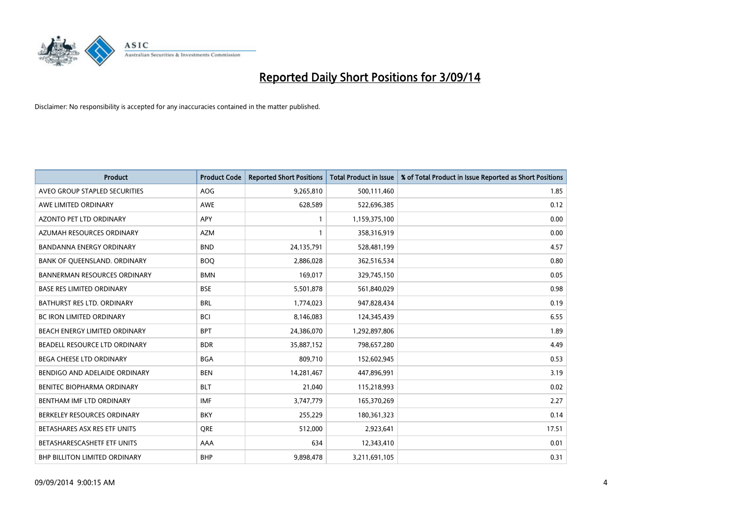# Reported Daily Short Positions for 3/09/14

Disclaimer: No responsibility is accepted for any inaccuracies contained in the matter published.

| Product | Product Code | Reported Short Positions | Total Product in Issue | % of Total Product in Issue Reported as Short Positions |
|---|---|---|---|---|
| AVEO GROUP STAPLED SECURITIES | AOG | 9,265,810 | 500,111,460 | 1.85 |
| AWE LIMITED ORDINARY | AWE | 628,589 | 522,696,385 | 0.12 |
| AZONTO PET LTD ORDINARY | APY | 1 | 1,159,375,100 | 0.00 |
| AZUMAH RESOURCES ORDINARY | AZM | 1 | 358,316,919 | 0.00 |
| BANDANNA ENERGY ORDINARY | BND | 24,135,791 | 528,481,199 | 4.57 |
| BANK OF QUEENSLAND. ORDINARY | BOQ | 2,886,028 | 362,516,534 | 0.80 |
| BANNERMAN RESOURCES ORDINARY | BMN | 169,017 | 329,745,150 | 0.05 |
| BASE RES LIMITED ORDINARY | BSE | 5,501,878 | 561,840,029 | 0.98 |
| BATHURST RES LTD. ORDINARY | BRL | 1,774,023 | 947,828,434 | 0.19 |
| BC IRON LIMITED ORDINARY | BCI | 8,146,083 | 124,345,439 | 6.55 |
| BEACH ENERGY LIMITED ORDINARY | BPT | 24,386,070 | 1,292,897,806 | 1.89 |
| BEADELL RESOURCE LTD ORDINARY | BDR | 35,887,152 | 798,657,280 | 4.49 |
| BEGA CHEESE LTD ORDINARY | BGA | 809,710 | 152,602,945 | 0.53 |
| BENDIGO AND ADELAIDE ORDINARY | BEN | 14,281,467 | 447,896,991 | 3.19 |
| BENITEC BIOPHARMA ORDINARY | BLT | 21,040 | 115,218,993 | 0.02 |
| BENTHAM IMF LTD ORDINARY | IMF | 3,747,779 | 165,370,269 | 2.27 |
| BERKELEY RESOURCES ORDINARY | BKY | 255,229 | 180,361,323 | 0.14 |
| BETASHARES ASX RES ETF UNITS | QRE | 512,000 | 2,923,641 | 17.51 |
| BETASHARESCASHETF ETF UNITS | AAA | 634 | 12,343,410 | 0.01 |
| BHP BILLITON LIMITED ORDINARY | BHP | 9,898,478 | 3,211,691,105 | 0.31 |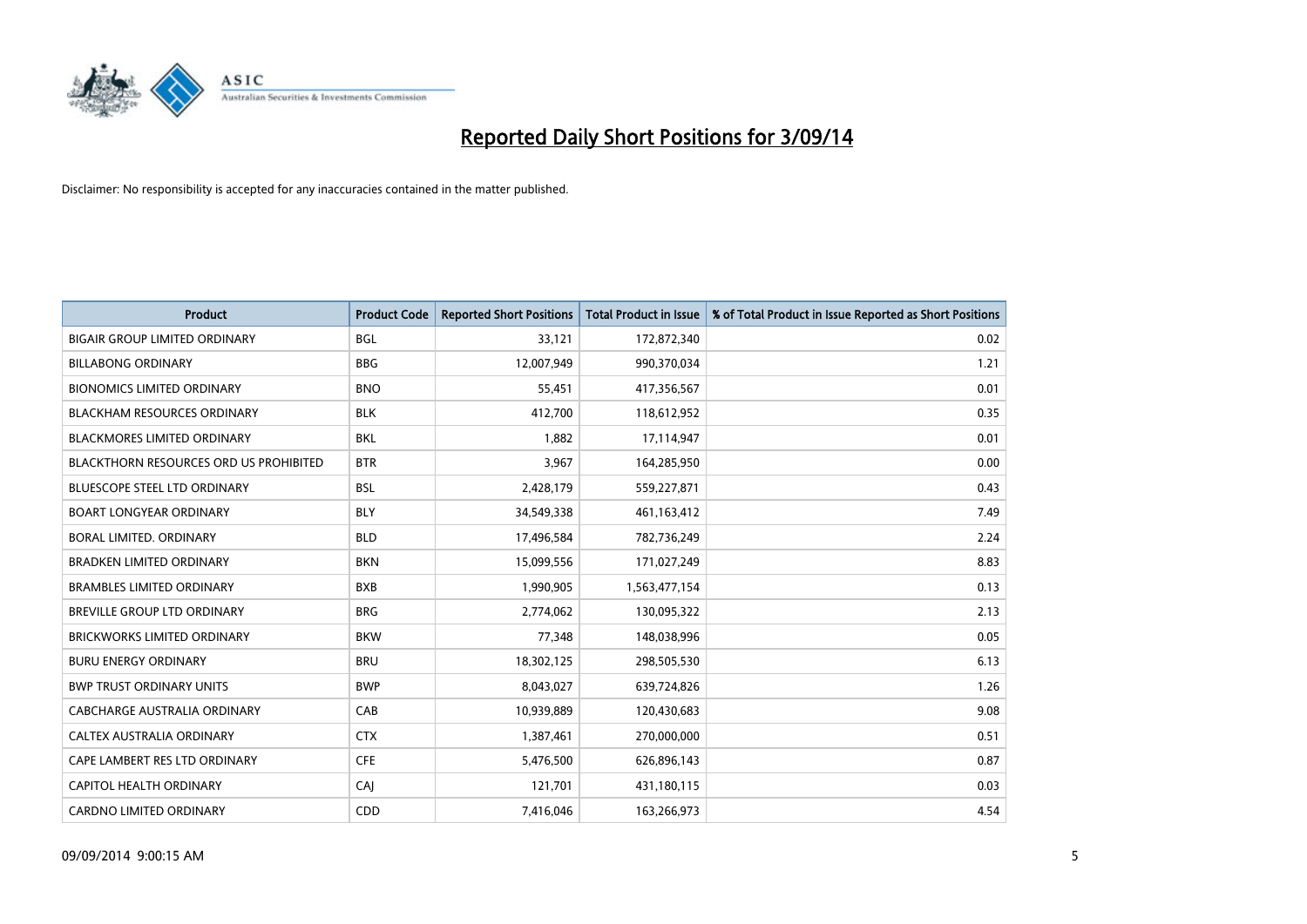# Reported Daily Short Positions for 3/09/14

Disclaimer: No responsibility is accepted for any inaccuracies contained in the matter published.

| Product | Product Code | Reported Short Positions | Total Product in Issue | % of Total Product in Issue Reported as Short Positions |
|---|---|---|---|---|
| BIGAIR GROUP LIMITED ORDINARY | BGL | 33,121 | 172,872,340 | 0.02 |
| BILLABONG ORDINARY | BBG | 12,007,949 | 990,370,034 | 1.21 |
| BIONOMICS LIMITED ORDINARY | BNO | 55,451 | 417,356,567 | 0.01 |
| BLACKHAM RESOURCES ORDINARY | BLK | 412,700 | 118,612,952 | 0.35 |
| BLACKMORES LIMITED ORDINARY | BKL | 1,882 | 17,114,947 | 0.01 |
| BLACKTHORN RESOURCES ORD US PROHIBITED | BTR | 3,967 | 164,285,950 | 0.00 |
| BLUESCOPE STEEL LTD ORDINARY | BSL | 2,428,179 | 559,227,871 | 0.43 |
| BOART LONGYEAR ORDINARY | BLY | 34,549,338 | 461,163,412 | 7.49 |
| BORAL LIMITED. ORDINARY | BLD | 17,496,584 | 782,736,249 | 2.24 |
| BRADKEN LIMITED ORDINARY | BKN | 15,099,556 | 171,027,249 | 8.83 |
| BRAMBLES LIMITED ORDINARY | BXB | 1,990,905 | 1,563,477,154 | 0.13 |
| BREVILLE GROUP LTD ORDINARY | BRG | 2,774,062 | 130,095,322 | 2.13 |
| BRICKWORKS LIMITED ORDINARY | BKW | 77,348 | 148,038,996 | 0.05 |
| BURU ENERGY ORDINARY | BRU | 18,302,125 | 298,505,530 | 6.13 |
| BWP TRUST ORDINARY UNITS | BWP | 8,043,027 | 639,724,826 | 1.26 |
| CABCHARGE AUSTRALIA ORDINARY | CAB | 10,939,889 | 120,430,683 | 9.08 |
| CALTEX AUSTRALIA ORDINARY | CTX | 1,387,461 | 270,000,000 | 0.51 |
| CAPE LAMBERT RES LTD ORDINARY | CFE | 5,476,500 | 626,896,143 | 0.87 |
| CAPITOL HEALTH ORDINARY | CAJ | 121,701 | 431,180,115 | 0.03 |
| CARDNO LIMITED ORDINARY | CDD | 7,416,046 | 163,266,973 | 4.54 |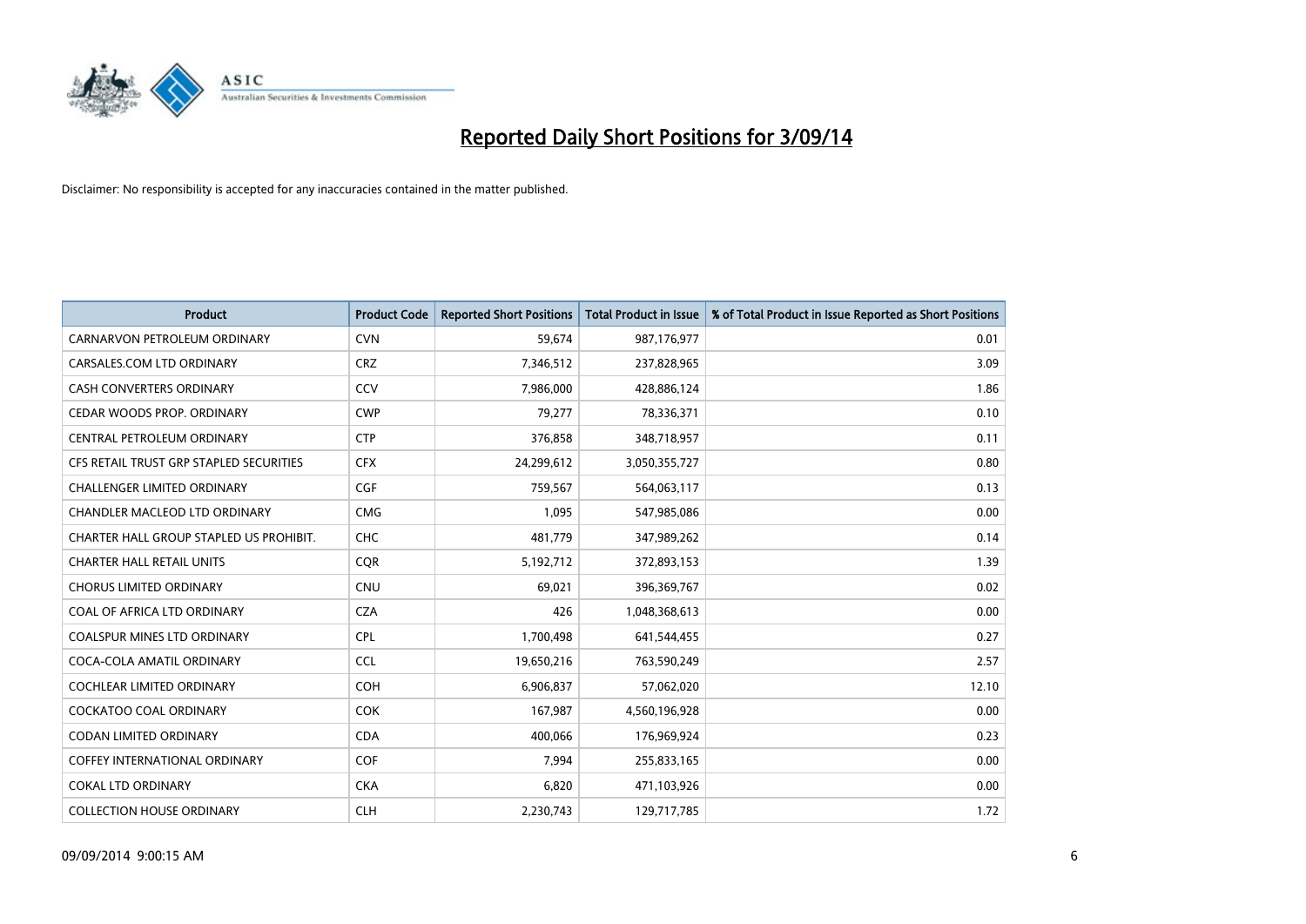# Reported Daily Short Positions for 3/09/14

Disclaimer: No responsibility is accepted for any inaccuracies contained in the matter published.

| Product | Product Code | Reported Short Positions | Total Product in Issue | % of Total Product in Issue Reported as Short Positions |
|---|---|---|---|---|
| CARNARVON PETROLEUM ORDINARY | CVN | 59,674 | 987,176,977 | 0.01 |
| CARSALES.COM LTD ORDINARY | CRZ | 7,346,512 | 237,828,965 | 3.09 |
| CASH CONVERTERS ORDINARY | CCV | 7,986,000 | 428,886,124 | 1.86 |
| CEDAR WOODS PROP. ORDINARY | CWP | 79,277 | 78,336,371 | 0.10 |
| CENTRAL PETROLEUM ORDINARY | CTP | 376,858 | 348,718,957 | 0.11 |
| CFS RETAIL TRUST GRP STAPLED SECURITIES | CFX | 24,299,612 | 3,050,355,727 | 0.80 |
| CHALLENGER LIMITED ORDINARY | CGF | 759,567 | 564,063,117 | 0.13 |
| CHANDLER MACLEOD LTD ORDINARY | CMG | 1,095 | 547,985,086 | 0.00 |
| CHARTER HALL GROUP STAPLED US PROHIBIT. | CHC | 481,779 | 347,989,262 | 0.14 |
| CHARTER HALL RETAIL UNITS | CQR | 5,192,712 | 372,893,153 | 1.39 |
| CHORUS LIMITED ORDINARY | CNU | 69,021 | 396,369,767 | 0.02 |
| COAL OF AFRICA LTD ORDINARY | CZA | 426 | 1,048,368,613 | 0.00 |
| COALSPUR MINES LTD ORDINARY | CPL | 1,700,498 | 641,544,455 | 0.27 |
| COCA-COLA AMATIL ORDINARY | CCL | 19,650,216 | 763,590,249 | 2.57 |
| COCHLEAR LIMITED ORDINARY | COH | 6,906,837 | 57,062,020 | 12.10 |
| COCKATOO COAL ORDINARY | COK | 167,987 | 4,560,196,928 | 0.00 |
| CODAN LIMITED ORDINARY | CDA | 400,066 | 176,969,924 | 0.23 |
| COFFEY INTERNATIONAL ORDINARY | COF | 7,994 | 255,833,165 | 0.00 |
| COKAL LTD ORDINARY | CKA | 6,820 | 471,103,926 | 0.00 |
| COLLECTION HOUSE ORDINARY | CLH | 2,230,743 | 129,717,785 | 1.72 |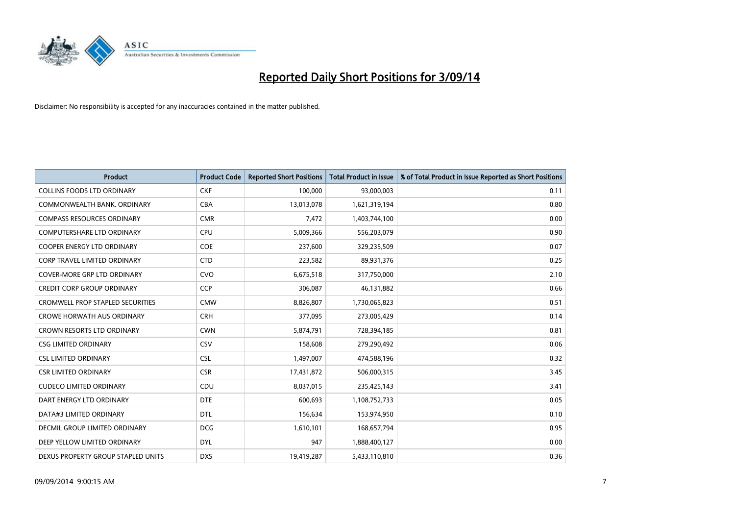# Reported Daily Short Positions for 3/09/14

Disclaimer: No responsibility is accepted for any inaccuracies contained in the matter published.

| Product | Product Code | Reported Short Positions | Total Product in Issue | % of Total Product in Issue Reported as Short Positions |
|---|---|---|---|---|
| COLLINS FOODS LTD ORDINARY | CKF | 100,000 | 93,000,003 | 0.11 |
| COMMONWEALTH BANK. ORDINARY | CBA | 13,013,078 | 1,621,319,194 | 0.80 |
| COMPASS RESOURCES ORDINARY | CMR | 7,472 | 1,403,744,100 | 0.00 |
| COMPUTERSHARE LTD ORDINARY | CPU | 5,009,366 | 556,203,079 | 0.90 |
| COOPER ENERGY LTD ORDINARY | COE | 237,600 | 329,235,509 | 0.07 |
| CORP TRAVEL LIMITED ORDINARY | CTD | 223,582 | 89,931,376 | 0.25 |
| COVER-MORE GRP LTD ORDINARY | CVO | 6,675,518 | 317,750,000 | 2.10 |
| CREDIT CORP GROUP ORDINARY | CCP | 306,087 | 46,131,882 | 0.66 |
| CROMWELL PROP STAPLED SECURITIES | CMW | 8,826,807 | 1,730,065,823 | 0.51 |
| CROWE HORWATH AUS ORDINARY | CRH | 377,095 | 273,005,429 | 0.14 |
| CROWN RESORTS LTD ORDINARY | CWN | 5,874,791 | 728,394,185 | 0.81 |
| CSG LIMITED ORDINARY | CSV | 158,608 | 279,290,492 | 0.06 |
| CSL LIMITED ORDINARY | CSL | 1,497,007 | 474,588,196 | 0.32 |
| CSR LIMITED ORDINARY | CSR | 17,431,872 | 506,000,315 | 3.45 |
| CUDECO LIMITED ORDINARY | CDU | 8,037,015 | 235,425,143 | 3.41 |
| DART ENERGY LTD ORDINARY | DTE | 600,693 | 1,108,752,733 | 0.05 |
| DATA#3 LIMITED ORDINARY | DTL | 156,634 | 153,974,950 | 0.10 |
| DECMIL GROUP LIMITED ORDINARY | DCG | 1,610,101 | 168,657,794 | 0.95 |
| DEEP YELLOW LIMITED ORDINARY | DYL | 947 | 1,888,400,127 | 0.00 |
| DEXUS PROPERTY GROUP STAPLED UNITS | DXS | 19,419,287 | 5,433,110,810 | 0.36 |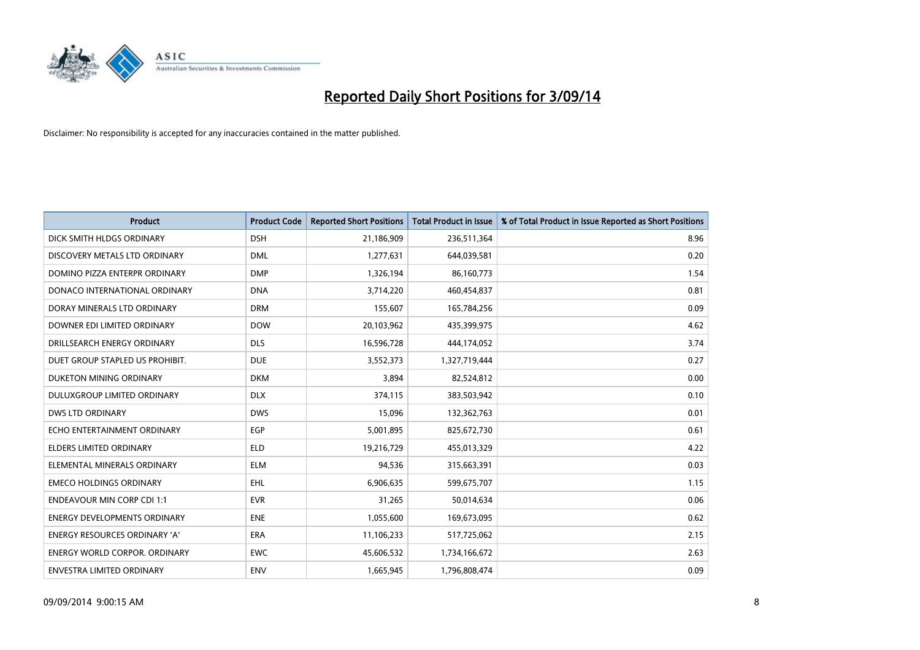# Reported Daily Short Positions for 3/09/14

Disclaimer: No responsibility is accepted for any inaccuracies contained in the matter published.

| Product | Product Code | Reported Short Positions | Total Product in Issue | % of Total Product in Issue Reported as Short Positions |
|---|---|---|---|---|
| DICK SMITH HLDGS ORDINARY | DSH | 21,186,909 | 236,511,364 | 8.96 |
| DISCOVERY METALS LTD ORDINARY | DML | 1,277,631 | 644,039,581 | 0.20 |
| DOMINO PIZZA ENTERPR ORDINARY | DMP | 1,326,194 | 86,160,773 | 1.54 |
| DONACO INTERNATIONAL ORDINARY | DNA | 3,714,220 | 460,454,837 | 0.81 |
| DORAY MINERALS LTD ORDINARY | DRM | 155,607 | 165,784,256 | 0.09 |
| DOWNER EDI LIMITED ORDINARY | DOW | 20,103,962 | 435,399,975 | 4.62 |
| DRILLSEARCH ENERGY ORDINARY | DLS | 16,596,728 | 444,174,052 | 3.74 |
| DUET GROUP STAPLED US PROHIBIT. | DUE | 3,552,373 | 1,327,719,444 | 0.27 |
| DUKETON MINING ORDINARY | DKM | 3,894 | 82,524,812 | 0.00 |
| DULUXGROUP LIMITED ORDINARY | DLX | 374,115 | 383,503,942 | 0.10 |
| DWS LTD ORDINARY | DWS | 15,096 | 132,362,763 | 0.01 |
| ECHO ENTERTAINMENT ORDINARY | EGP | 5,001,895 | 825,672,730 | 0.61 |
| ELDERS LIMITED ORDINARY | ELD | 19,216,729 | 455,013,329 | 4.22 |
| ELEMENTAL MINERALS ORDINARY | ELM | 94,536 | 315,663,391 | 0.03 |
| EMECO HOLDINGS ORDINARY | EHL | 6,906,635 | 599,675,707 | 1.15 |
| ENDEAVOUR MIN CORP CDI 1:1 | EVR | 31,265 | 50,014,634 | 0.06 |
| ENERGY DEVELOPMENTS ORDINARY | ENE | 1,055,600 | 169,673,095 | 0.62 |
| ENERGY RESOURCES ORDINARY 'A' | ERA | 11,106,233 | 517,725,062 | 2.15 |
| ENERGY WORLD CORPOR. ORDINARY | EWC | 45,606,532 | 1,734,166,672 | 2.63 |
| ENVESTRA LIMITED ORDINARY | ENV | 1,665,945 | 1,796,808,474 | 0.09 |

09/09/2014 9:00:15 AM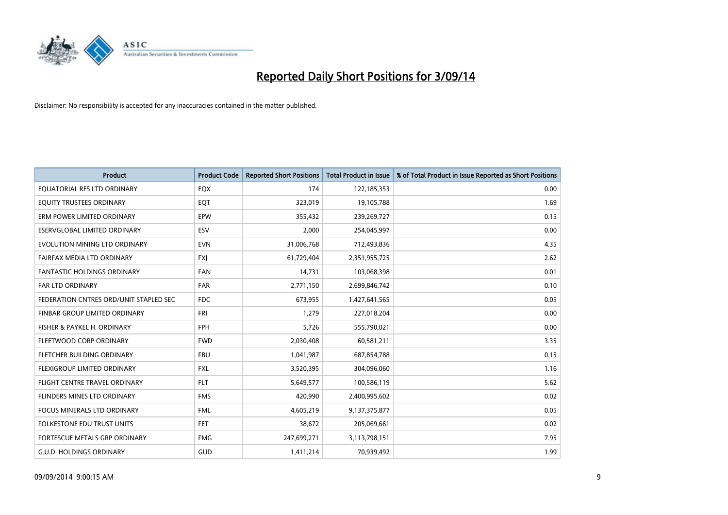# Reported Daily Short Positions for 3/09/14

Disclaimer: No responsibility is accepted for any inaccuracies contained in the matter published.

| Product | Product Code | Reported Short Positions | Total Product in Issue | % of Total Product in Issue Reported as Short Positions |
|---|---|---|---|---|
| EQUATORIAL RES LTD ORDINARY | EQX | 174 | 122,185,353 | 0.00 |
| EQUITY TRUSTEES ORDINARY | EQT | 323,019 | 19,105,788 | 1.69 |
| ERM POWER LIMITED ORDINARY | EPW | 355,432 | 239,269,727 | 0.15 |
| ESERVGLOBAL LIMITED ORDINARY | ESV | 2,000 | 254,045,997 | 0.00 |
| EVOLUTION MINING LTD ORDINARY | EVN | 31,006,768 | 712,493,836 | 4.35 |
| FAIRFAX MEDIA LTD ORDINARY | FXJ | 61,729,404 | 2,351,955,725 | 2.62 |
| FANTASTIC HOLDINGS ORDINARY | FAN | 14,731 | 103,068,398 | 0.01 |
| FAR LTD ORDINARY | FAR | 2,771,150 | 2,699,846,742 | 0.10 |
| FEDERATION CNTRES ORD/UNIT STAPLED SEC | FDC | 673,955 | 1,427,641,565 | 0.05 |
| FINBAR GROUP LIMITED ORDINARY | FRI | 1,279 | 227,018,204 | 0.00 |
| FISHER & PAYKEL H. ORDINARY | FPH | 5,726 | 555,790,021 | 0.00 |
| FLEETWOOD CORP ORDINARY | FWD | 2,030,408 | 60,581,211 | 3.35 |
| FLETCHER BUILDING ORDINARY | FBU | 1,041,987 | 687,854,788 | 0.15 |
| FLEXIGROUP LIMITED ORDINARY | FXL | 3,520,395 | 304,096,060 | 1.16 |
| FLIGHT CENTRE TRAVEL ORDINARY | FLT | 5,649,577 | 100,586,119 | 5.62 |
| FLINDERS MINES LTD ORDINARY | FMS | 420,990 | 2,400,995,602 | 0.02 |
| FOCUS MINERALS LTD ORDINARY | FML | 4,605,219 | 9,137,375,877 | 0.05 |
| FOLKESTONE EDU TRUST UNITS | FET | 38,672 | 205,069,661 | 0.02 |
| FORTESCUE METALS GRP ORDINARY | FMG | 247,699,271 | 3,113,798,151 | 7.95 |
| G.U.D. HOLDINGS ORDINARY | GUD | 1,411,214 | 70,939,492 | 1.99 |

09/09/2014 9:00:15 AM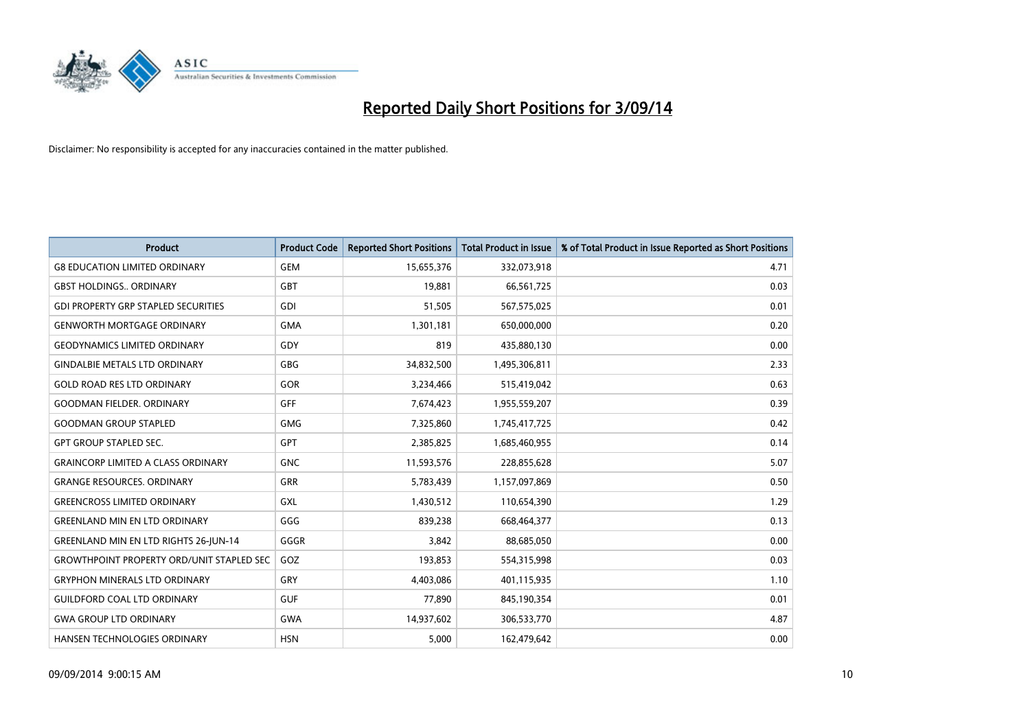# Reported Daily Short Positions for 3/09/14

Disclaimer: No responsibility is accepted for any inaccuracies contained in the matter published.

| Product | Product Code | Reported Short Positions | Total Product in Issue | % of Total Product in Issue Reported as Short Positions |
| --- | --- | --- | --- | --- |
| G8 EDUCATION LIMITED ORDINARY | GEM | 15,655,376 | 332,073,918 | 4.71 |
| GBST HOLDINGS.. ORDINARY | GBT | 19,881 | 66,561,725 | 0.03 |
| GDI PROPERTY GRP STAPLED SECURITIES | GDI | 51,505 | 567,575,025 | 0.01 |
| GENWORTH MORTGAGE ORDINARY | GMA | 1,301,181 | 650,000,000 | 0.20 |
| GEODYNAMICS LIMITED ORDINARY | GDY | 819 | 435,880,130 | 0.00 |
| GINDALBIE METALS LTD ORDINARY | GBG | 34,832,500 | 1,495,306,811 | 2.33 |
| GOLD ROAD RES LTD ORDINARY | GOR | 3,234,466 | 515,419,042 | 0.63 |
| GOODMAN FIELDER. ORDINARY | GFF | 7,674,423 | 1,955,559,207 | 0.39 |
| GOODMAN GROUP STAPLED | GMG | 7,325,860 | 1,745,417,725 | 0.42 |
| GPT GROUP STAPLED SEC. | GPT | 2,385,825 | 1,685,460,955 | 0.14 |
| GRAINCORP LIMITED A CLASS ORDINARY | GNC | 11,593,576 | 228,855,628 | 5.07 |
| GRANGE RESOURCES. ORDINARY | GRR | 5,783,439 | 1,157,097,869 | 0.50 |
| GREENCROSS LIMITED ORDINARY | GXL | 1,430,512 | 110,654,390 | 1.29 |
| GREENLAND MIN EN LTD ORDINARY | GGG | 839,238 | 668,464,377 | 0.13 |
| GREENLAND MIN EN LTD RIGHTS 26-JUN-14 | GGGR | 3,842 | 88,685,050 | 0.00 |
| GROWTHPOINT PROPERTY ORD/UNIT STAPLED SEC | GOZ | 193,853 | 554,315,998 | 0.03 |
| GRYPHON MINERALS LTD ORDINARY | GRY | 4,403,086 | 401,115,935 | 1.10 |
| GUILDFORD COAL LTD ORDINARY | GUF | 77,890 | 845,190,354 | 0.01 |
| GWA GROUP LTD ORDINARY | GWA | 14,937,602 | 306,533,770 | 4.87 |
| HANSEN TECHNOLOGIES ORDINARY | HSN | 5,000 | 162,479,642 | 0.00 |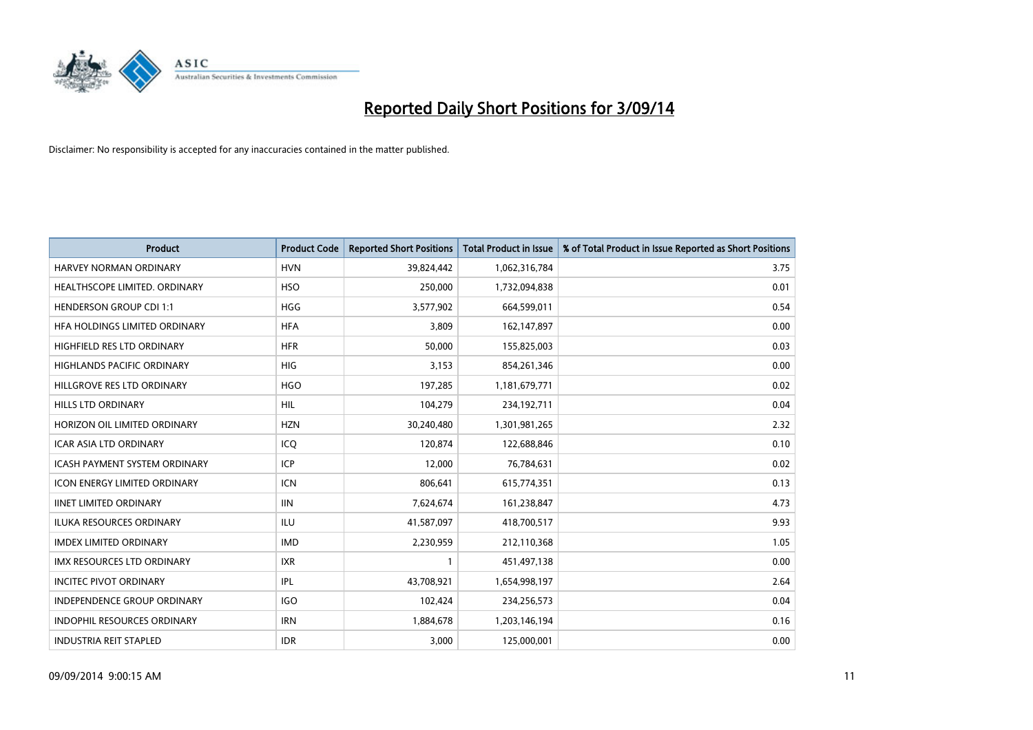# Reported Daily Short Positions for 3/09/14

Disclaimer: No responsibility is accepted for any inaccuracies contained in the matter published.

| Product | Product Code | Reported Short Positions | Total Product in Issue | % of Total Product in Issue Reported as Short Positions |
|---|---|---|---|---|
| HARVEY NORMAN ORDINARY | HVN | 39,824,442 | 1,062,316,784 | 3.75 |
| HEALTHSCOPE LIMITED. ORDINARY | HSO | 250,000 | 1,732,094,838 | 0.01 |
| HENDERSON GROUP CDI 1:1 | HGG | 3,577,902 | 664,599,011 | 0.54 |
| HFA HOLDINGS LIMITED ORDINARY | HFA | 3,809 | 162,147,897 | 0.00 |
| HIGHFIELD RES LTD ORDINARY | HFR | 50,000 | 155,825,003 | 0.03 |
| HIGHLANDS PACIFIC ORDINARY | HIG | 3,153 | 854,261,346 | 0.00 |
| HILLGROVE RES LTD ORDINARY | HGO | 197,285 | 1,181,679,771 | 0.02 |
| HILLS LTD ORDINARY | HIL | 104,279 | 234,192,711 | 0.04 |
| HORIZON OIL LIMITED ORDINARY | HZN | 30,240,480 | 1,301,981,265 | 2.32 |
| ICAR ASIA LTD ORDINARY | ICQ | 120,874 | 122,688,846 | 0.10 |
| ICASH PAYMENT SYSTEM ORDINARY | ICP | 12,000 | 76,784,631 | 0.02 |
| ICON ENERGY LIMITED ORDINARY | ICN | 806,641 | 615,774,351 | 0.13 |
| IINET LIMITED ORDINARY | IIN | 7,624,674 | 161,238,847 | 4.73 |
| ILUKA RESOURCES ORDINARY | ILU | 41,587,097 | 418,700,517 | 9.93 |
| IMDEX LIMITED ORDINARY | IMD | 2,230,959 | 212,110,368 | 1.05 |
| IMX RESOURCES LTD ORDINARY | IXR | 1 | 451,497,138 | 0.00 |
| INCITEC PIVOT ORDINARY | IPL | 43,708,921 | 1,654,998,197 | 2.64 |
| INDEPENDENCE GROUP ORDINARY | IGO | 102,424 | 234,256,573 | 0.04 |
| INDOPHIL RESOURCES ORDINARY | IRN | 1,884,678 | 1,203,146,194 | 0.16 |
| INDUSTRIA REIT STAPLED | IDR | 3,000 | 125,000,001 | 0.00 |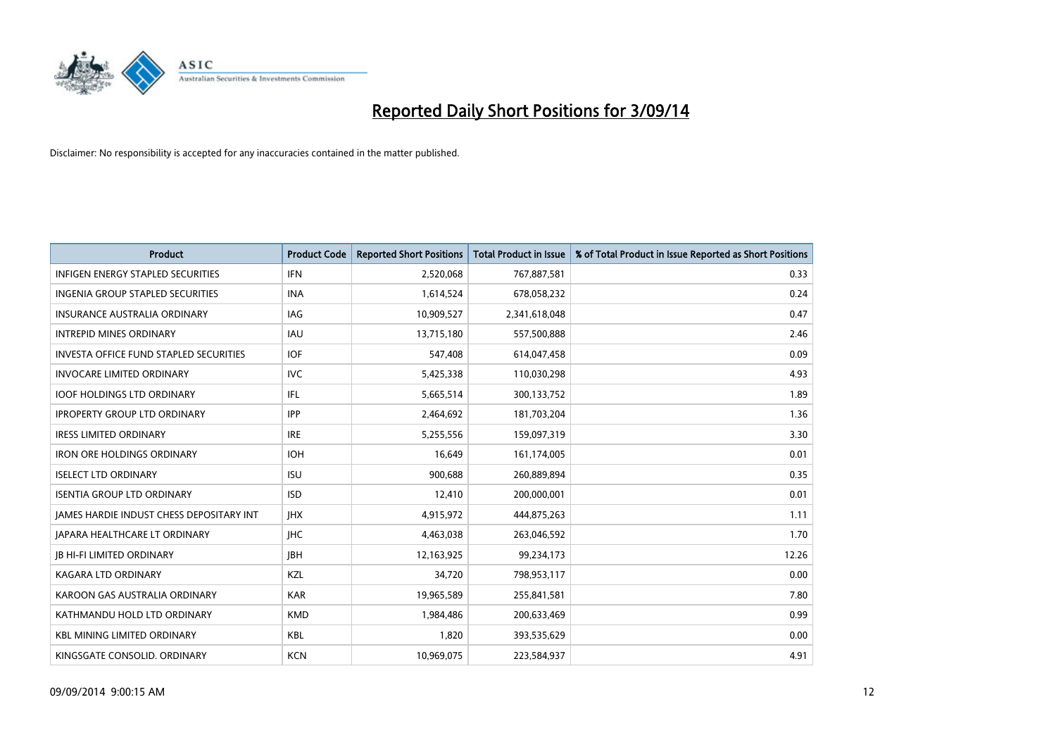# Reported Daily Short Positions for 3/09/14

Disclaimer: No responsibility is accepted for any inaccuracies contained in the matter published.

| Product | Product Code | Reported Short Positions | Total Product in Issue | % of Total Product in Issue Reported as Short Positions |
|---|---|---|---|---|
| INFIGEN ENERGY STAPLED SECURITIES | IFN | 2,520,068 | 767,887,581 | 0.33 |
| INGENIA GROUP STAPLED SECURITIES | INA | 1,614,524 | 678,058,232 | 0.24 |
| INSURANCE AUSTRALIA ORDINARY | IAG | 10,909,527 | 2,341,618,048 | 0.47 |
| INTREPID MINES ORDINARY | IAU | 13,715,180 | 557,500,888 | 2.46 |
| INVESTA OFFICE FUND STAPLED SECURITIES | IOF | 547,408 | 614,047,458 | 0.09 |
| INVOCARE LIMITED ORDINARY | IVC | 5,425,338 | 110,030,298 | 4.93 |
| IOOF HOLDINGS LTD ORDINARY | IFL | 5,665,514 | 300,133,752 | 1.89 |
| IPROPERTY GROUP LTD ORDINARY | IPP | 2,464,692 | 181,703,204 | 1.36 |
| IRESS LIMITED ORDINARY | IRE | 5,255,556 | 159,097,319 | 3.30 |
| IRON ORE HOLDINGS ORDINARY | IOH | 16,649 | 161,174,005 | 0.01 |
| ISELECT LTD ORDINARY | ISU | 900,688 | 260,889,894 | 0.35 |
| ISENTIA GROUP LTD ORDINARY | ISD | 12,410 | 200,000,001 | 0.01 |
| JAMES HARDIE INDUST CHESS DEPOSITARY INT | JHX | 4,915,972 | 444,875,263 | 1.11 |
| JAPARA HEALTHCARE LT ORDINARY | JHC | 4,463,038 | 263,046,592 | 1.70 |
| JB HI-FI LIMITED ORDINARY | JBH | 12,163,925 | 99,234,173 | 12.26 |
| KAGARA LTD ORDINARY | KZL | 34,720 | 798,953,117 | 0.00 |
| KAROON GAS AUSTRALIA ORDINARY | KAR | 19,965,589 | 255,841,581 | 7.80 |
| KATHMANDU HOLD LTD ORDINARY | KMD | 1,984,486 | 200,633,469 | 0.99 |
| KBL MINING LIMITED ORDINARY | KBL | 1,820 | 393,535,629 | 0.00 |
| KINGSGATE CONSOLID. ORDINARY | KCN | 10,969,075 | 223,584,937 | 4.91 |

09/09/2014 9:00:15 AM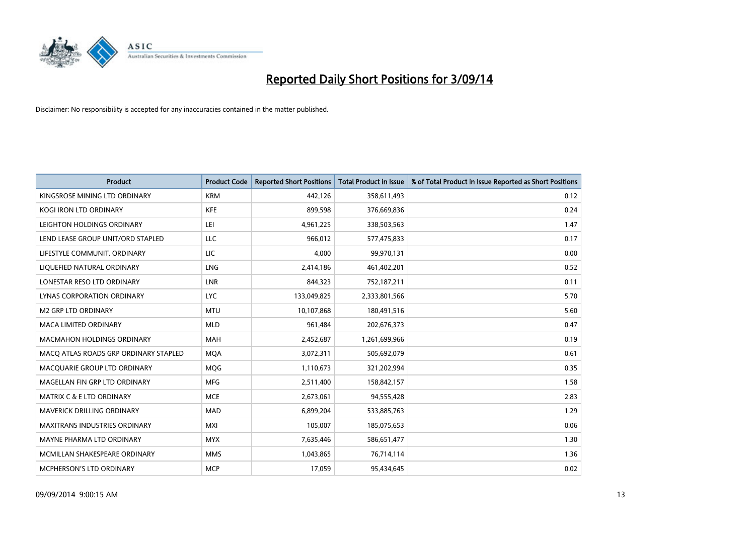# Reported Daily Short Positions for 3/09/14

Disclaimer: No responsibility is accepted for any inaccuracies contained in the matter published.

| Product | Product Code | Reported Short Positions | Total Product in Issue | % of Total Product in Issue Reported as Short Positions |
|---|---|---|---|---|
| KINGSROSE MINING LTD ORDINARY | KRM | 442,126 | 358,611,493 | 0.12 |
| KOGI IRON LTD ORDINARY | KFE | 899,598 | 376,669,836 | 0.24 |
| LEIGHTON HOLDINGS ORDINARY | LEI | 4,961,225 | 338,503,563 | 1.47 |
| LEND LEASE GROUP UNIT/ORD STAPLED | LLC | 966,012 | 577,475,833 | 0.17 |
| LIFESTYLE COMMUNIT. ORDINARY | LIC | 4,000 | 99,970,131 | 0.00 |
| LIQUEFIED NATURAL ORDINARY | LNG | 2,414,186 | 461,402,201 | 0.52 |
| LONESTAR RESO LTD ORDINARY | LNR | 844,323 | 752,187,211 | 0.11 |
| LYNAS CORPORATION ORDINARY | LYC | 133,049,825 | 2,333,801,566 | 5.70 |
| M2 GRP LTD ORDINARY | MTU | 10,107,868 | 180,491,516 | 5.60 |
| MACA LIMITED ORDINARY | MLD | 961,484 | 202,676,373 | 0.47 |
| MACMAHON HOLDINGS ORDINARY | MAH | 2,452,687 | 1,261,699,966 | 0.19 |
| MACQ ATLAS ROADS GRP ORDINARY STAPLED | MQA | 3,072,311 | 505,692,079 | 0.61 |
| MACQUARIE GROUP LTD ORDINARY | MQG | 1,110,673 | 321,202,994 | 0.35 |
| MAGELLAN FIN GRP LTD ORDINARY | MFG | 2,511,400 | 158,842,157 | 1.58 |
| MATRIX C & E LTD ORDINARY | MCE | 2,673,061 | 94,555,428 | 2.83 |
| MAVERICK DRILLING ORDINARY | MAD | 6,899,204 | 533,885,763 | 1.29 |
| MAXITRANS INDUSTRIES ORDINARY | MXI | 105,007 | 185,075,653 | 0.06 |
| MAYNE PHARMA LTD ORDINARY | MYX | 7,635,446 | 586,651,477 | 1.30 |
| MCMILLAN SHAKESPEARE ORDINARY | MMS | 1,043,865 | 76,714,114 | 1.36 |
| MCPHERSON'S LTD ORDINARY | MCP | 17,059 | 95,434,645 | 0.02 |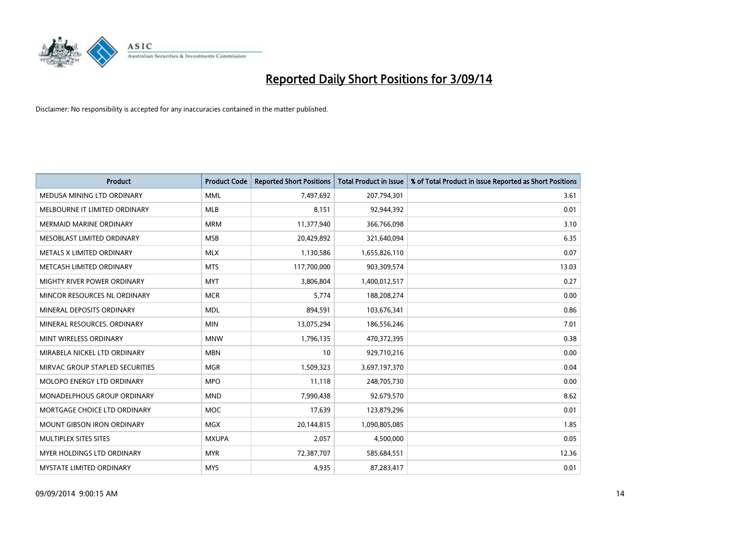# Reported Daily Short Positions for 3/09/14

Disclaimer: No responsibility is accepted for any inaccuracies contained in the matter published.

| Product | Product Code | Reported Short Positions | Total Product in Issue | % of Total Product in Issue Reported as Short Positions |
|---|---|---|---|---|
| MEDUSA MINING LTD ORDINARY | MML | 7,497,692 | 207,794,301 | 3.61 |
| MELBOURNE IT LIMITED ORDINARY | MLB | 8,151 | 92,944,392 | 0.01 |
| MERMAID MARINE ORDINARY | MRM | 11,377,940 | 366,766,098 | 3.10 |
| MESOBLAST LIMITED ORDINARY | MSB | 20,429,892 | 321,640,094 | 6.35 |
| METALS X LIMITED ORDINARY | MLX | 1,130,586 | 1,655,826,110 | 0.07 |
| METCASH LIMITED ORDINARY | MTS | 117,700,000 | 903,309,574 | 13.03 |
| MIGHTY RIVER POWER ORDINARY | MYT | 3,806,804 | 1,400,012,517 | 0.27 |
| MINCOR RESOURCES NL ORDINARY | MCR | 5,774 | 188,208,274 | 0.00 |
| MINERAL DEPOSITS ORDINARY | MDL | 894,591 | 103,676,341 | 0.86 |
| MINERAL RESOURCES. ORDINARY | MIN | 13,075,294 | 186,556,246 | 7.01 |
| MINT WIRELESS ORDINARY | MNW | 1,796,135 | 470,372,395 | 0.38 |
| MIRABELA NICKEL LTD ORDINARY | MBN | 10 | 929,710,216 | 0.00 |
| MIRVAC GROUP STAPLED SECURITIES | MGR | 1,509,323 | 3,697,197,370 | 0.04 |
| MOLOPO ENERGY LTD ORDINARY | MPO | 11,118 | 248,705,730 | 0.00 |
| MONADELPHOUS GROUP ORDINARY | MND | 7,990,438 | 92,679,570 | 8.62 |
| MORTGAGE CHOICE LTD ORDINARY | MOC | 17,639 | 123,879,296 | 0.01 |
| MOUNT GIBSON IRON ORDINARY | MGX | 20,144,815 | 1,090,805,085 | 1.85 |
| MULTIPLEX SITES SITES | MXUPA | 2,057 | 4,500,000 | 0.05 |
| MYER HOLDINGS LTD ORDINARY | MYR | 72,387,707 | 585,684,551 | 12.36 |
| MYSTATE LIMITED ORDINARY | MYS | 4,935 | 87,283,417 | 0.01 |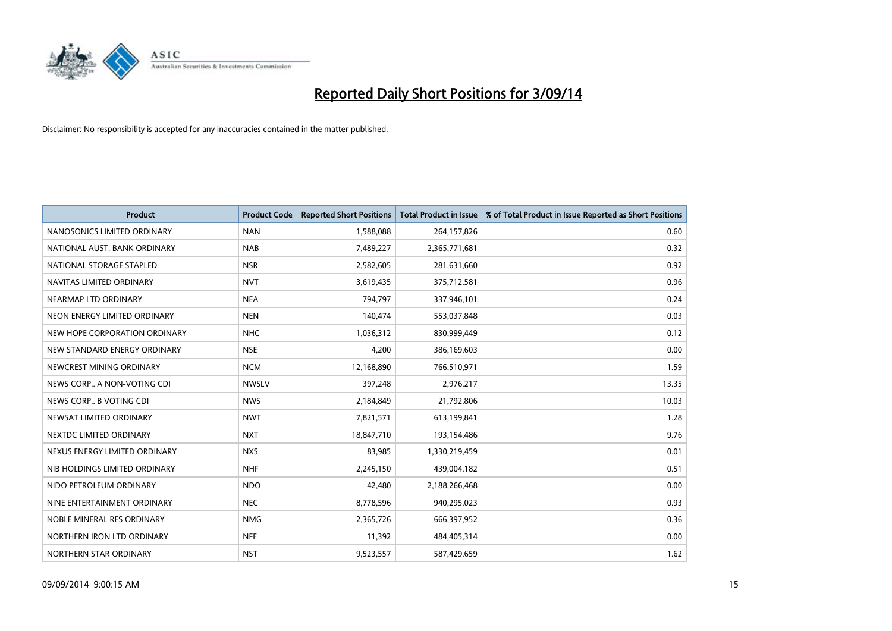# Reported Daily Short Positions for 3/09/14

Disclaimer: No responsibility is accepted for any inaccuracies contained in the matter published.

| Product | Product Code | Reported Short Positions | Total Product in Issue | % of Total Product in Issue Reported as Short Positions |
|---|---|---|---|---|
| NANOSONICS LIMITED ORDINARY | NAN | 1,588,088 | 264,157,826 | 0.60 |
| NATIONAL AUST. BANK ORDINARY | NAB | 7,489,227 | 2,365,771,681 | 0.32 |
| NATIONAL STORAGE STAPLED | NSR | 2,582,605 | 281,631,660 | 0.92 |
| NAVITAS LIMITED ORDINARY | NVT | 3,619,435 | 375,712,581 | 0.96 |
| NEARMAP LTD ORDINARY | NEA | 794,797 | 337,946,101 | 0.24 |
| NEON ENERGY LIMITED ORDINARY | NEN | 140,474 | 553,037,848 | 0.03 |
| NEW HOPE CORPORATION ORDINARY | NHC | 1,036,312 | 830,999,449 | 0.12 |
| NEW STANDARD ENERGY ORDINARY | NSE | 4,200 | 386,169,603 | 0.00 |
| NEWCREST MINING ORDINARY | NCM | 12,168,890 | 766,510,971 | 1.59 |
| NEWS CORP.. A NON-VOTING CDI | NWSLV | 397,248 | 2,976,217 | 13.35 |
| NEWS CORP.. B VOTING CDI | NWS | 2,184,849 | 21,792,806 | 10.03 |
| NEWSAT LIMITED ORDINARY | NWT | 7,821,571 | 613,199,841 | 1.28 |
| NEXTDC LIMITED ORDINARY | NXT | 18,847,710 | 193,154,486 | 9.76 |
| NEXUS ENERGY LIMITED ORDINARY | NXS | 83,985 | 1,330,219,459 | 0.01 |
| NIB HOLDINGS LIMITED ORDINARY | NHF | 2,245,150 | 439,004,182 | 0.51 |
| NIDO PETROLEUM ORDINARY | NDO | 42,480 | 2,188,266,468 | 0.00 |
| NINE ENTERTAINMENT ORDINARY | NEC | 8,778,596 | 940,295,023 | 0.93 |
| NOBLE MINERAL RES ORDINARY | NMG | 2,365,726 | 666,397,952 | 0.36 |
| NORTHERN IRON LTD ORDINARY | NFE | 11,392 | 484,405,314 | 0.00 |
| NORTHERN STAR ORDINARY | NST | 9,523,557 | 587,429,659 | 1.62 |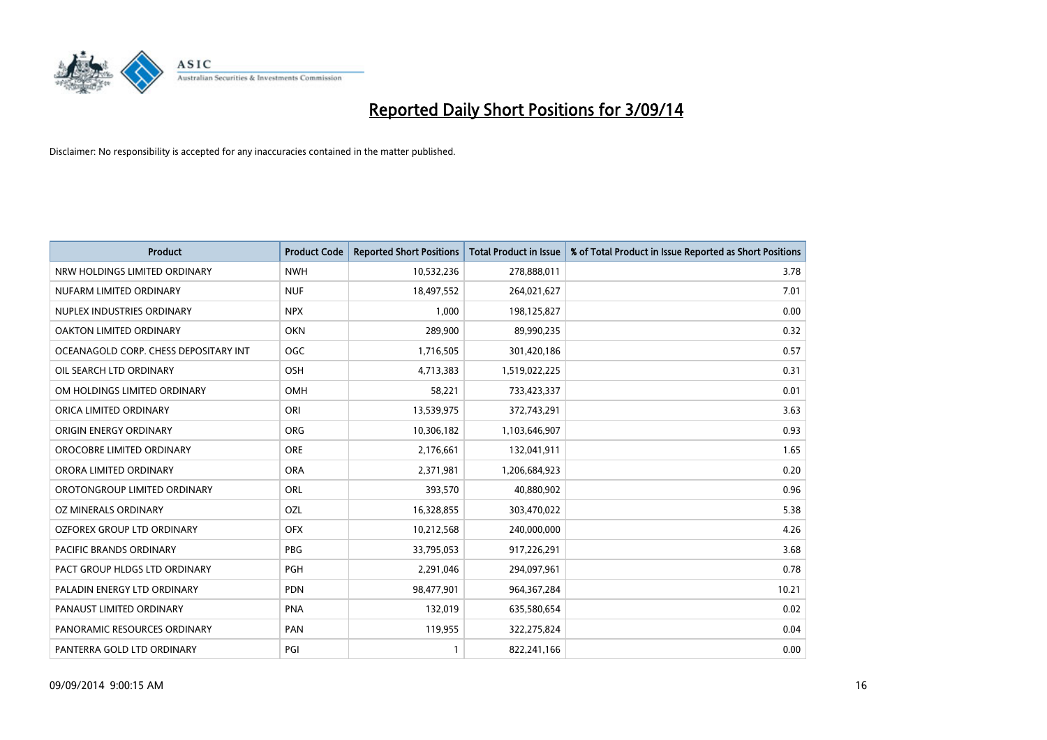# Reported Daily Short Positions for 3/09/14

Disclaimer: No responsibility is accepted for any inaccuracies contained in the matter published.

| Product | Product Code | Reported Short Positions | Total Product in Issue | % of Total Product in Issue Reported as Short Positions |
|---|---|---|---|---|
| NRW HOLDINGS LIMITED ORDINARY | NWH | 10,532,236 | 278,888,011 | 3.78 |
| NUFARM LIMITED ORDINARY | NUF | 18,497,552 | 264,021,627 | 7.01 |
| NUPLEX INDUSTRIES ORDINARY | NPX | 1,000 | 198,125,827 | 0.00 |
| OAKTON LIMITED ORDINARY | OKN | 289,900 | 89,990,235 | 0.32 |
| OCEANAGOLD CORP. CHESS DEPOSITARY INT | OGC | 1,716,505 | 301,420,186 | 0.57 |
| OIL SEARCH LTD ORDINARY | OSH | 4,713,383 | 1,519,022,225 | 0.31 |
| OM HOLDINGS LIMITED ORDINARY | OMH | 58,221 | 733,423,337 | 0.01 |
| ORICA LIMITED ORDINARY | ORI | 13,539,975 | 372,743,291 | 3.63 |
| ORIGIN ENERGY ORDINARY | ORG | 10,306,182 | 1,103,646,907 | 0.93 |
| OROCOBRE LIMITED ORDINARY | ORE | 2,176,661 | 132,041,911 | 1.65 |
| ORORA LIMITED ORDINARY | ORA | 2,371,981 | 1,206,684,923 | 0.20 |
| OROTONGROUP LIMITED ORDINARY | ORL | 393,570 | 40,880,902 | 0.96 |
| OZ MINERALS ORDINARY | OZL | 16,328,855 | 303,470,022 | 5.38 |
| OZFOREX GROUP LTD ORDINARY | OFX | 10,212,568 | 240,000,000 | 4.26 |
| PACIFIC BRANDS ORDINARY | PBG | 33,795,053 | 917,226,291 | 3.68 |
| PACT GROUP HLDGS LTD ORDINARY | PGH | 2,291,046 | 294,097,961 | 0.78 |
| PALADIN ENERGY LTD ORDINARY | PDN | 98,477,901 | 964,367,284 | 10.21 |
| PANAUST LIMITED ORDINARY | PNA | 132,019 | 635,580,654 | 0.02 |
| PANORAMIC RESOURCES ORDINARY | PAN | 119,955 | 322,275,824 | 0.04 |
| PANTERRA GOLD LTD ORDINARY | PGI | 1 | 822,241,166 | 0.00 |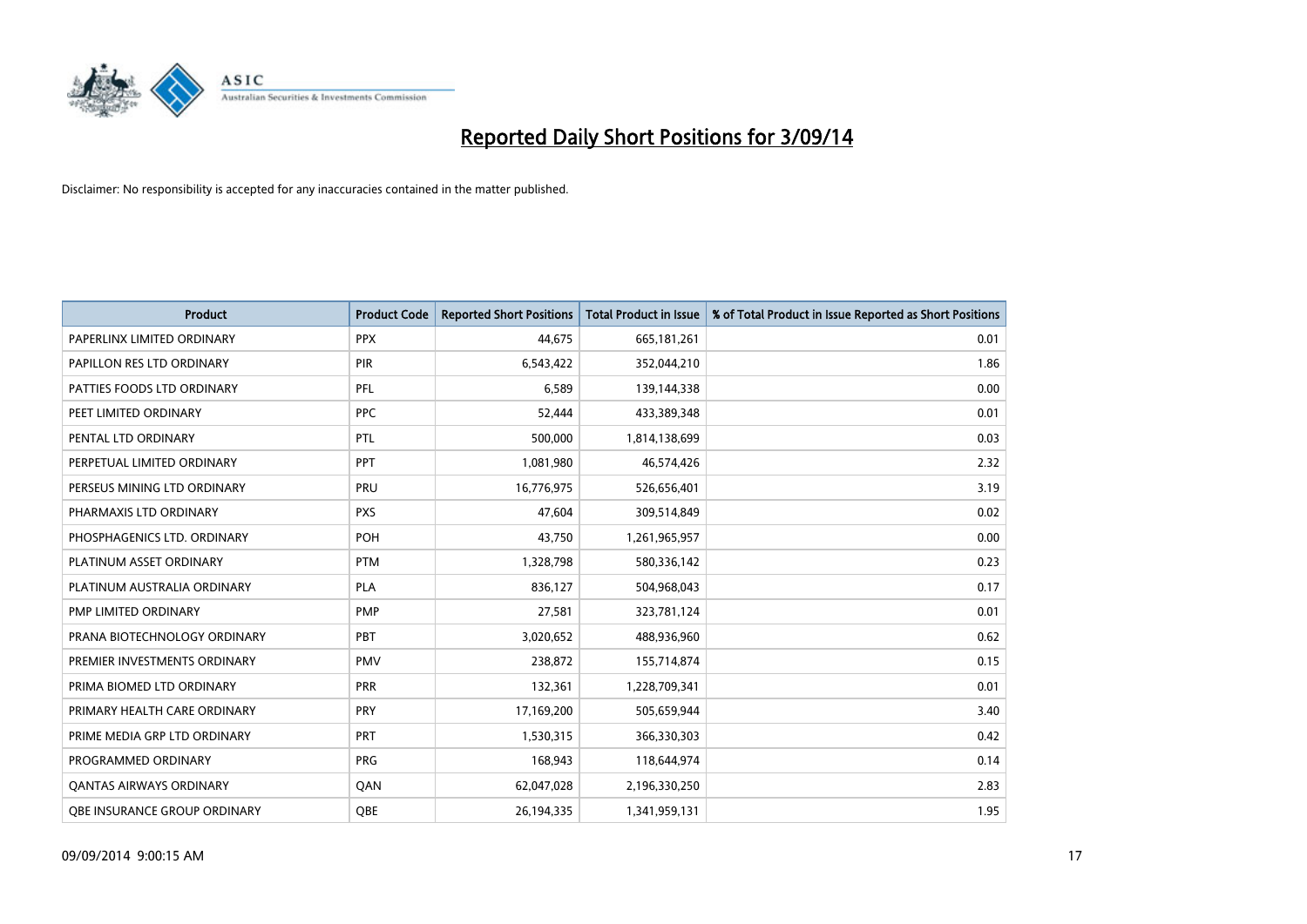# Reported Daily Short Positions for 3/09/14

Disclaimer: No responsibility is accepted for any inaccuracies contained in the matter published.

| Product | Product Code | Reported Short Positions | Total Product in Issue | % of Total Product in Issue Reported as Short Positions |
|---|---|---|---|---|
| PAPERLINX LIMITED ORDINARY | PPX | 44,675 | 665,181,261 | 0.01 |
| PAPILLON RES LTD ORDINARY | PIR | 6,543,422 | 352,044,210 | 1.86 |
| PATTIES FOODS LTD ORDINARY | PFL | 6,589 | 139,144,338 | 0.00 |
| PEET LIMITED ORDINARY | PPC | 52,444 | 433,389,348 | 0.01 |
| PENTAL LTD ORDINARY | PTL | 500,000 | 1,814,138,699 | 0.03 |
| PERPETUAL LIMITED ORDINARY | PPT | 1,081,980 | 46,574,426 | 2.32 |
| PERSEUS MINING LTD ORDINARY | PRU | 16,776,975 | 526,656,401 | 3.19 |
| PHARMAXIS LTD ORDINARY | PXS | 47,604 | 309,514,849 | 0.02 |
| PHOSPHAGENICS LTD. ORDINARY | POH | 43,750 | 1,261,965,957 | 0.00 |
| PLATINUM ASSET ORDINARY | PTM | 1,328,798 | 580,336,142 | 0.23 |
| PLATINUM AUSTRALIA ORDINARY | PLA | 836,127 | 504,968,043 | 0.17 |
| PMP LIMITED ORDINARY | PMP | 27,581 | 323,781,124 | 0.01 |
| PRANA BIOTECHNOLOGY ORDINARY | PBT | 3,020,652 | 488,936,960 | 0.62 |
| PREMIER INVESTMENTS ORDINARY | PMV | 238,872 | 155,714,874 | 0.15 |
| PRIMA BIOMED LTD ORDINARY | PRR | 132,361 | 1,228,709,341 | 0.01 |
| PRIMARY HEALTH CARE ORDINARY | PRY | 17,169,200 | 505,659,944 | 3.40 |
| PRIME MEDIA GRP LTD ORDINARY | PRT | 1,530,315 | 366,330,303 | 0.42 |
| PROGRAMMED ORDINARY | PRG | 168,943 | 118,644,974 | 0.14 |
| QANTAS AIRWAYS ORDINARY | QAN | 62,047,028 | 2,196,330,250 | 2.83 |
| QBE INSURANCE GROUP ORDINARY | QBE | 26,194,335 | 1,341,959,131 | 1.95 |

09/09/2014 9:00:15 AM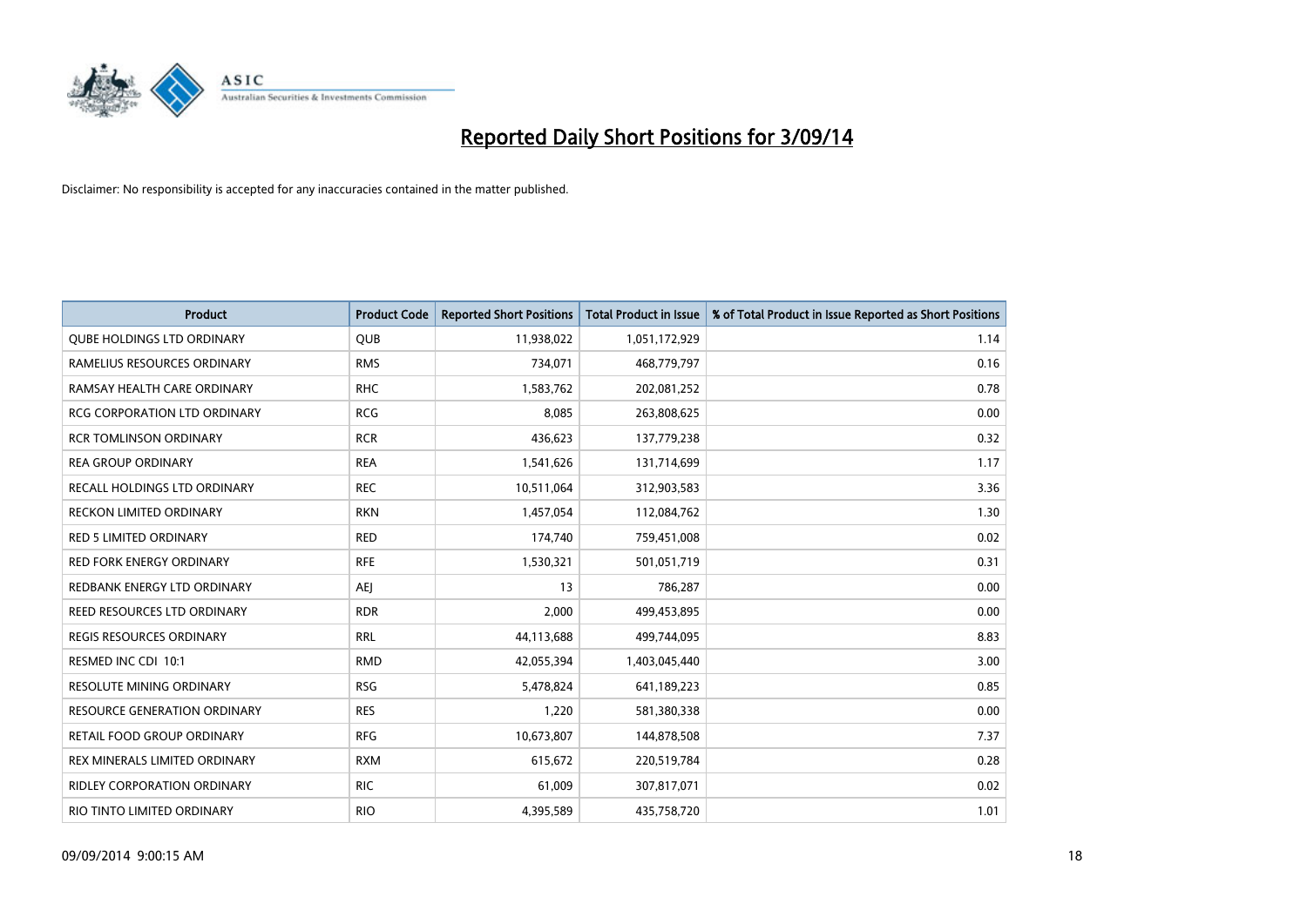# Reported Daily Short Positions for 3/09/14

Disclaimer: No responsibility is accepted for any inaccuracies contained in the matter published.

| Product | Product Code | Reported Short Positions | Total Product in Issue | % of Total Product in Issue Reported as Short Positions |
| --- | --- | --- | --- | --- |
| QUBE HOLDINGS LTD ORDINARY | QUB | 11,938,022 | 1,051,172,929 | 1.14 |
| RAMELIUS RESOURCES ORDINARY | RMS | 734,071 | 468,779,797 | 0.16 |
| RAMSAY HEALTH CARE ORDINARY | RHC | 1,583,762 | 202,081,252 | 0.78 |
| RCG CORPORATION LTD ORDINARY | RCG | 8,085 | 263,808,625 | 0.00 |
| RCR TOMLINSON ORDINARY | RCR | 436,623 | 137,779,238 | 0.32 |
| REA GROUP ORDINARY | REA | 1,541,626 | 131,714,699 | 1.17 |
| RECALL HOLDINGS LTD ORDINARY | REC | 10,511,064 | 312,903,583 | 3.36 |
| RECKON LIMITED ORDINARY | RKN | 1,457,054 | 112,084,762 | 1.30 |
| RED 5 LIMITED ORDINARY | RED | 174,740 | 759,451,008 | 0.02 |
| RED FORK ENERGY ORDINARY | RFE | 1,530,321 | 501,051,719 | 0.31 |
| REDBANK ENERGY LTD ORDINARY | AEJ | 13 | 786,287 | 0.00 |
| REED RESOURCES LTD ORDINARY | RDR | 2,000 | 499,453,895 | 0.00 |
| REGIS RESOURCES ORDINARY | RRL | 44,113,688 | 499,744,095 | 8.83 |
| RESMED INC CDI 10:1 | RMD | 42,055,394 | 1,403,045,440 | 3.00 |
| RESOLUTE MINING ORDINARY | RSG | 5,478,824 | 641,189,223 | 0.85 |
| RESOURCE GENERATION ORDINARY | RES | 1,220 | 581,380,338 | 0.00 |
| RETAIL FOOD GROUP ORDINARY | RFG | 10,673,807 | 144,878,508 | 7.37 |
| REX MINERALS LIMITED ORDINARY | RXM | 615,672 | 220,519,784 | 0.28 |
| RIDLEY CORPORATION ORDINARY | RIC | 61,009 | 307,817,071 | 0.02 |
| RIO TINTO LIMITED ORDINARY | RIO | 4,395,589 | 435,758,720 | 1.01 |

09/09/2014 9:00:15 AM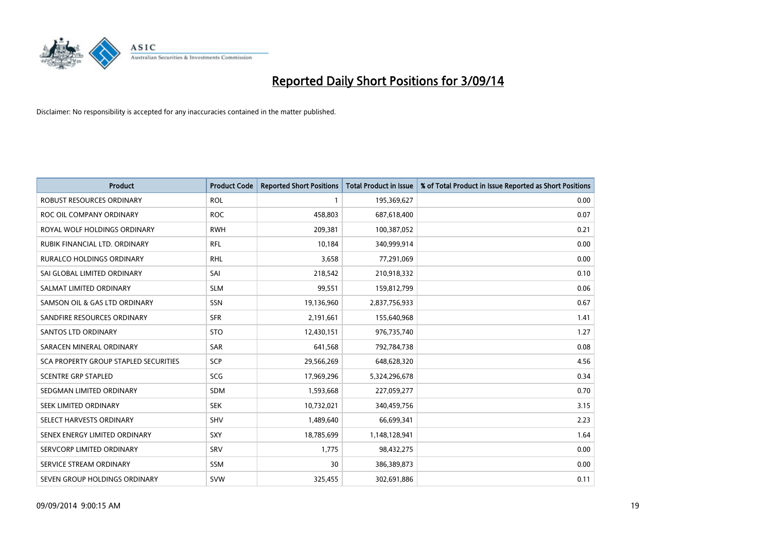# Reported Daily Short Positions for 3/09/14

Disclaimer: No responsibility is accepted for any inaccuracies contained in the matter published.

| Product | Product Code | Reported Short Positions | Total Product in Issue | % of Total Product in Issue Reported as Short Positions |
|---|---|---|---|---|
| ROBUST RESOURCES ORDINARY | ROL | 1 | 195,369,627 | 0.00 |
| ROC OIL COMPANY ORDINARY | ROC | 458,803 | 687,618,400 | 0.07 |
| ROYAL WOLF HOLDINGS ORDINARY | RWH | 209,381 | 100,387,052 | 0.21 |
| RUBIK FINANCIAL LTD. ORDINARY | RFL | 10,184 | 340,999,914 | 0.00 |
| RURALCO HOLDINGS ORDINARY | RHL | 3,658 | 77,291,069 | 0.00 |
| SAI GLOBAL LIMITED ORDINARY | SAI | 218,542 | 210,918,332 | 0.10 |
| SALMAT LIMITED ORDINARY | SLM | 99,551 | 159,812,799 | 0.06 |
| SAMSON OIL & GAS LTD ORDINARY | SSN | 19,136,960 | 2,837,756,933 | 0.67 |
| SANDFIRE RESOURCES ORDINARY | SFR | 2,191,661 | 155,640,968 | 1.41 |
| SANTOS LTD ORDINARY | STO | 12,430,151 | 976,735,740 | 1.27 |
| SARACEN MINERAL ORDINARY | SAR | 641,568 | 792,784,738 | 0.08 |
| SCA PROPERTY GROUP STAPLED SECURITIES | SCP | 29,566,269 | 648,628,320 | 4.56 |
| SCENTRE GRP STAPLED | SCG | 17,969,296 | 5,324,296,678 | 0.34 |
| SEDGMAN LIMITED ORDINARY | SDM | 1,593,668 | 227,059,277 | 0.70 |
| SEEK LIMITED ORDINARY | SEK | 10,732,021 | 340,459,756 | 3.15 |
| SELECT HARVESTS ORDINARY | SHV | 1,489,640 | 66,699,341 | 2.23 |
| SENEX ENERGY LIMITED ORDINARY | SXY | 18,785,699 | 1,148,128,941 | 1.64 |
| SERVCORP LIMITED ORDINARY | SRV | 1,775 | 98,432,275 | 0.00 |
| SERVICE STREAM ORDINARY | SSM | 30 | 386,389,873 | 0.00 |
| SEVEN GROUP HOLDINGS ORDINARY | SVW | 325,455 | 302,691,886 | 0.11 |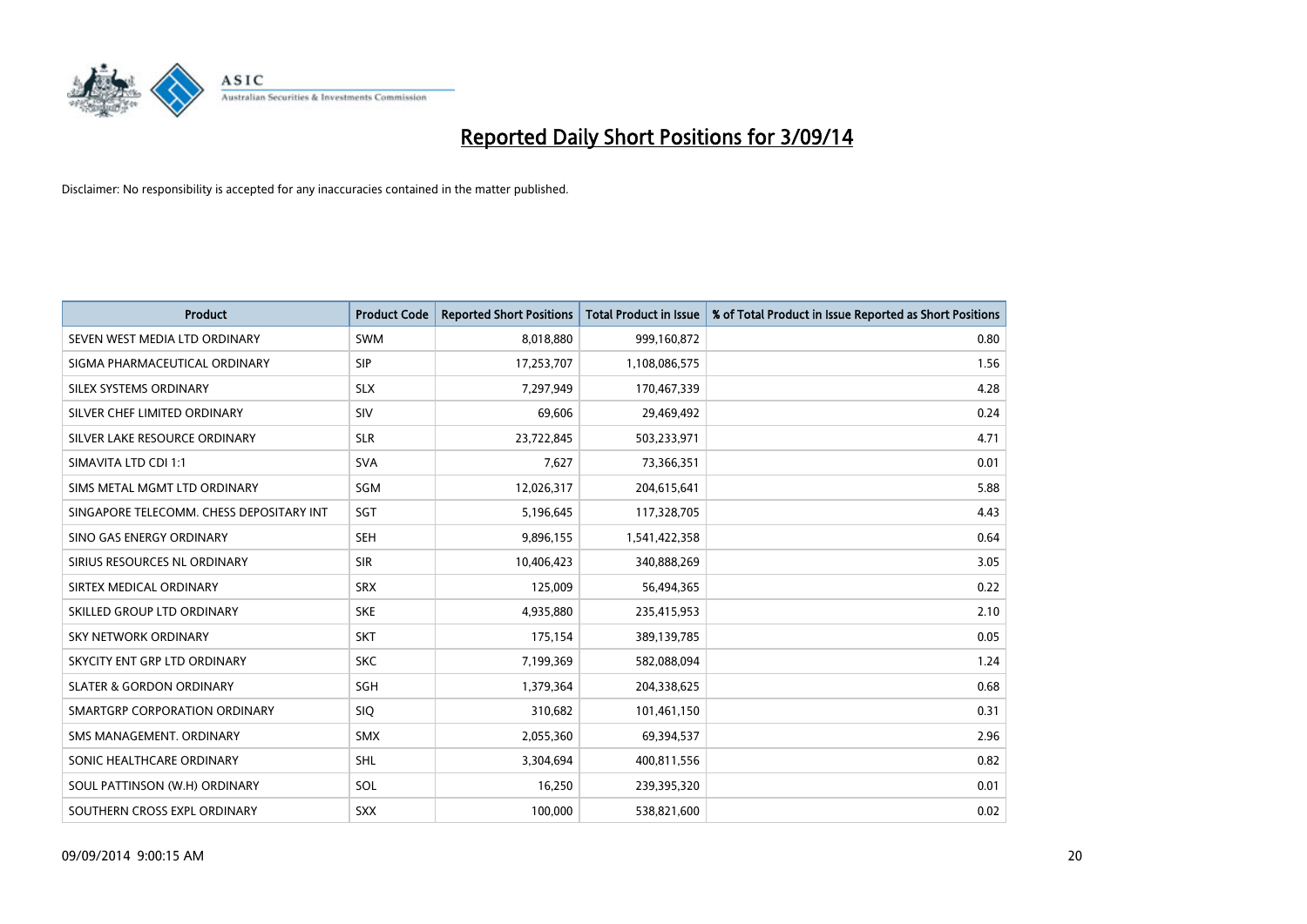# Reported Daily Short Positions for 3/09/14

Disclaimer: No responsibility is accepted for any inaccuracies contained in the matter published.

| Product | Product Code | Reported Short Positions | Total Product in Issue | % of Total Product in Issue Reported as Short Positions |
|---|---|---|---|---|
| SEVEN WEST MEDIA LTD ORDINARY | SWM | 8,018,880 | 999,160,872 | 0.80 |
| SIGMA PHARMACEUTICAL ORDINARY | SIP | 17,253,707 | 1,108,086,575 | 1.56 |
| SILEX SYSTEMS ORDINARY | SLX | 7,297,949 | 170,467,339 | 4.28 |
| SILVER CHEF LIMITED ORDINARY | SIV | 69,606 | 29,469,492 | 0.24 |
| SILVER LAKE RESOURCE ORDINARY | SLR | 23,722,845 | 503,233,971 | 4.71 |
| SIMAVITA LTD CDI 1:1 | SVA | 7,627 | 73,366,351 | 0.01 |
| SIMS METAL MGMT LTD ORDINARY | SGM | 12,026,317 | 204,615,641 | 5.88 |
| SINGAPORE TELECOMM. CHESS DEPOSITARY INT | SGT | 5,196,645 | 117,328,705 | 4.43 |
| SINO GAS ENERGY ORDINARY | SEH | 9,896,155 | 1,541,422,358 | 0.64 |
| SIRIUS RESOURCES NL ORDINARY | SIR | 10,406,423 | 340,888,269 | 3.05 |
| SIRTEX MEDICAL ORDINARY | SRX | 125,009 | 56,494,365 | 0.22 |
| SKILLED GROUP LTD ORDINARY | SKE | 4,935,880 | 235,415,953 | 2.10 |
| SKY NETWORK ORDINARY | SKT | 175,154 | 389,139,785 | 0.05 |
| SKYCITY ENT GRP LTD ORDINARY | SKC | 7,199,369 | 582,088,094 | 1.24 |
| SLATER & GORDON ORDINARY | SGH | 1,379,364 | 204,338,625 | 0.68 |
| SMARTGRP CORPORATION ORDINARY | SIQ | 310,682 | 101,461,150 | 0.31 |
| SMS MANAGEMENT. ORDINARY | SMX | 2,055,360 | 69,394,537 | 2.96 |
| SONIC HEALTHCARE ORDINARY | SHL | 3,304,694 | 400,811,556 | 0.82 |
| SOUL PATTINSON (W.H) ORDINARY | SOL | 16,250 | 239,395,320 | 0.01 |
| SOUTHERN CROSS EXPL ORDINARY | SXX | 100,000 | 538,821,600 | 0.02 |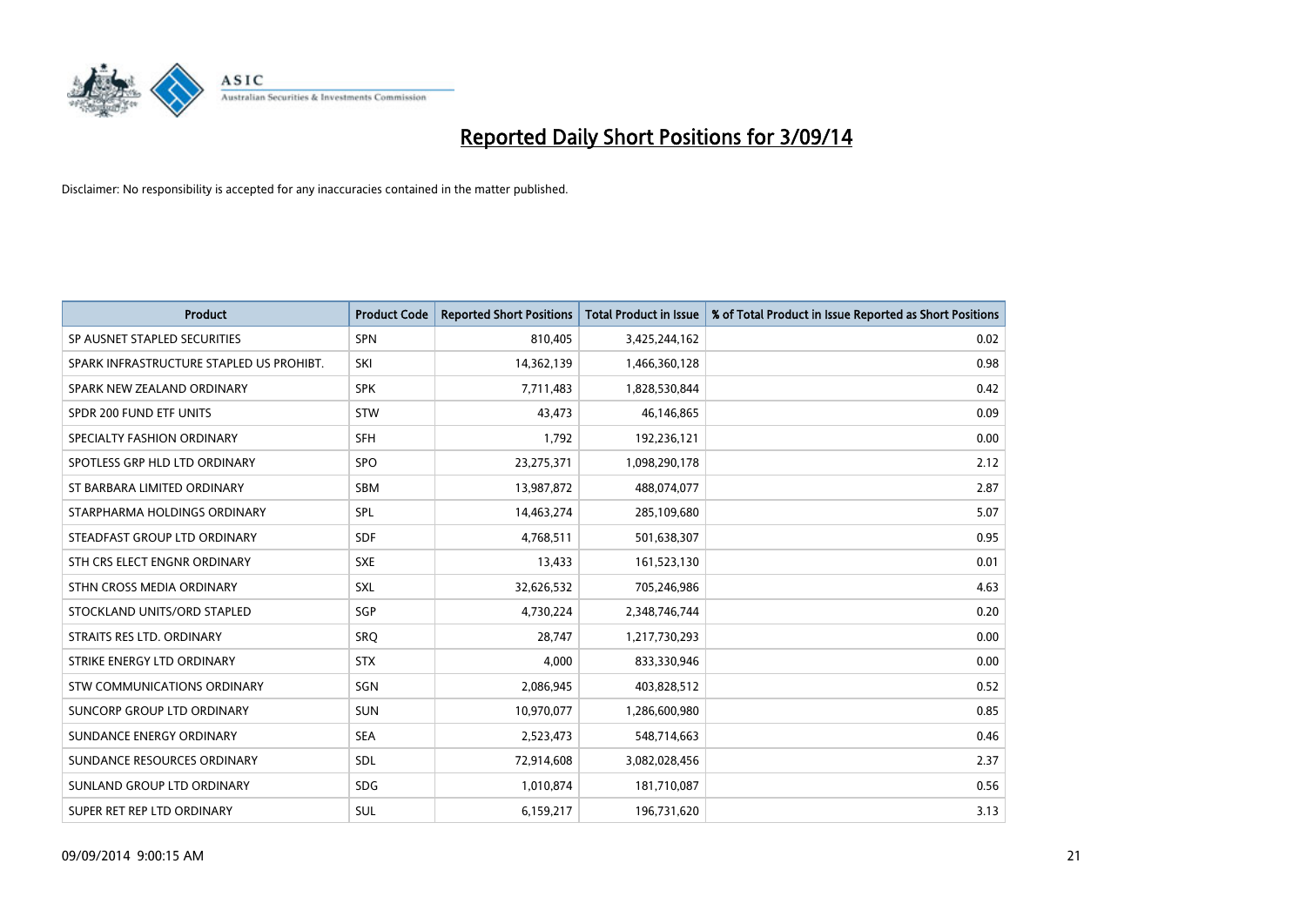# Reported Daily Short Positions for 3/09/14

Disclaimer: No responsibility is accepted for any inaccuracies contained in the matter published.

| Product | Product Code | Reported Short Positions | Total Product in Issue | % of Total Product in Issue Reported as Short Positions |
|---|---|---|---|---|
| SP AUSNET STAPLED SECURITIES | SPN | 810,405 | 3,425,244,162 | 0.02 |
| SPARK INFRASTRUCTURE STAPLED US PROHIBT. | SKI | 14,362,139 | 1,466,360,128 | 0.98 |
| SPARK NEW ZEALAND ORDINARY | SPK | 7,711,483 | 1,828,530,844 | 0.42 |
| SPDR 200 FUND ETF UNITS | STW | 43,473 | 46,146,865 | 0.09 |
| SPECIALTY FASHION ORDINARY | SFH | 1,792 | 192,236,121 | 0.00 |
| SPOTLESS GRP HLD LTD ORDINARY | SPO | 23,275,371 | 1,098,290,178 | 2.12 |
| ST BARBARA LIMITED ORDINARY | SBM | 13,987,872 | 488,074,077 | 2.87 |
| STARPHARMA HOLDINGS ORDINARY | SPL | 14,463,274 | 285,109,680 | 5.07 |
| STEADFAST GROUP LTD ORDINARY | SDF | 4,768,511 | 501,638,307 | 0.95 |
| STH CRS ELECT ENGNR ORDINARY | SXE | 13,433 | 161,523,130 | 0.01 |
| STHN CROSS MEDIA ORDINARY | SXL | 32,626,532 | 705,246,986 | 4.63 |
| STOCKLAND UNITS/ORD STAPLED | SGP | 4,730,224 | 2,348,746,744 | 0.20 |
| STRAITS RES LTD. ORDINARY | SRQ | 28,747 | 1,217,730,293 | 0.00 |
| STRIKE ENERGY LTD ORDINARY | STX | 4,000 | 833,330,946 | 0.00 |
| STW COMMUNICATIONS ORDINARY | SGN | 2,086,945 | 403,828,512 | 0.52 |
| SUNCORP GROUP LTD ORDINARY | SUN | 10,970,077 | 1,286,600,980 | 0.85 |
| SUNDANCE ENERGY ORDINARY | SEA | 2,523,473 | 548,714,663 | 0.46 |
| SUNDANCE RESOURCES ORDINARY | SDL | 72,914,608 | 3,082,028,456 | 2.37 |
| SUNLAND GROUP LTD ORDINARY | SDG | 1,010,874 | 181,710,087 | 0.56 |
| SUPER RET REP LTD ORDINARY | SUL | 6,159,217 | 196,731,620 | 3.13 |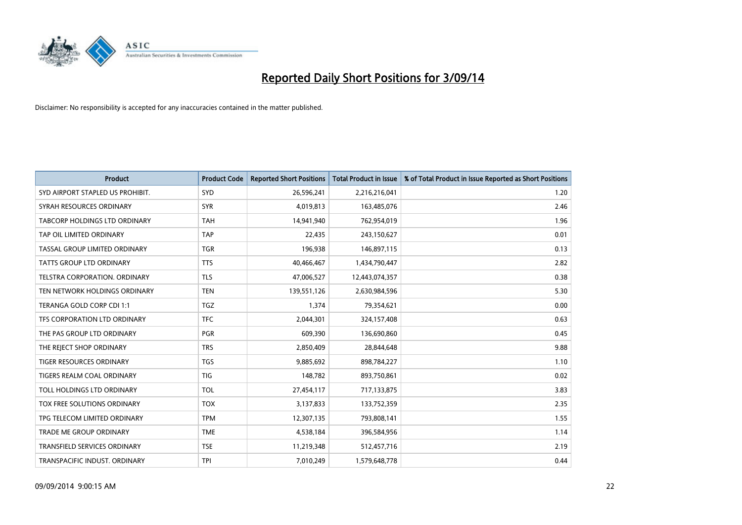# Reported Daily Short Positions for 3/09/14

Disclaimer: No responsibility is accepted for any inaccuracies contained in the matter published.

| Product | Product Code | Reported Short Positions | Total Product in Issue | % of Total Product in Issue Reported as Short Positions |
|---|---|---|---|---|
| SYD AIRPORT STAPLED US PROHIBIT. | SYD | 26,596,241 | 2,216,216,041 | 1.20 |
| SYRAH RESOURCES ORDINARY | SYR | 4,019,813 | 163,485,076 | 2.46 |
| TABCORP HOLDINGS LTD ORDINARY | TAH | 14,941,940 | 762,954,019 | 1.96 |
| TAP OIL LIMITED ORDINARY | TAP | 22,435 | 243,150,627 | 0.01 |
| TASSAL GROUP LIMITED ORDINARY | TGR | 196,938 | 146,897,115 | 0.13 |
| TATTS GROUP LTD ORDINARY | TTS | 40,466,467 | 1,434,790,447 | 2.82 |
| TELSTRA CORPORATION. ORDINARY | TLS | 47,006,527 | 12,443,074,357 | 0.38 |
| TEN NETWORK HOLDINGS ORDINARY | TEN | 139,551,126 | 2,630,984,596 | 5.30 |
| TERANGA GOLD CORP CDI 1:1 | TGZ | 1,374 | 79,354,621 | 0.00 |
| TFS CORPORATION LTD ORDINARY | TFC | 2,044,301 | 324,157,408 | 0.63 |
| THE PAS GROUP LTD ORDINARY | PGR | 609,390 | 136,690,860 | 0.45 |
| THE REJECT SHOP ORDINARY | TRS | 2,850,409 | 28,844,648 | 9.88 |
| TIGER RESOURCES ORDINARY | TGS | 9,885,692 | 898,784,227 | 1.10 |
| TIGERS REALM COAL ORDINARY | TIG | 148,782 | 893,750,861 | 0.02 |
| TOLL HOLDINGS LTD ORDINARY | TOL | 27,454,117 | 717,133,875 | 3.83 |
| TOX FREE SOLUTIONS ORDINARY | TOX | 3,137,833 | 133,752,359 | 2.35 |
| TPG TELECOM LIMITED ORDINARY | TPM | 12,307,135 | 793,808,141 | 1.55 |
| TRADE ME GROUP ORDINARY | TME | 4,538,184 | 396,584,956 | 1.14 |
| TRANSFIELD SERVICES ORDINARY | TSE | 11,219,348 | 512,457,716 | 2.19 |
| TRANSPACIFIC INDUST. ORDINARY | TPI | 7,010,249 | 1,579,648,778 | 0.44 |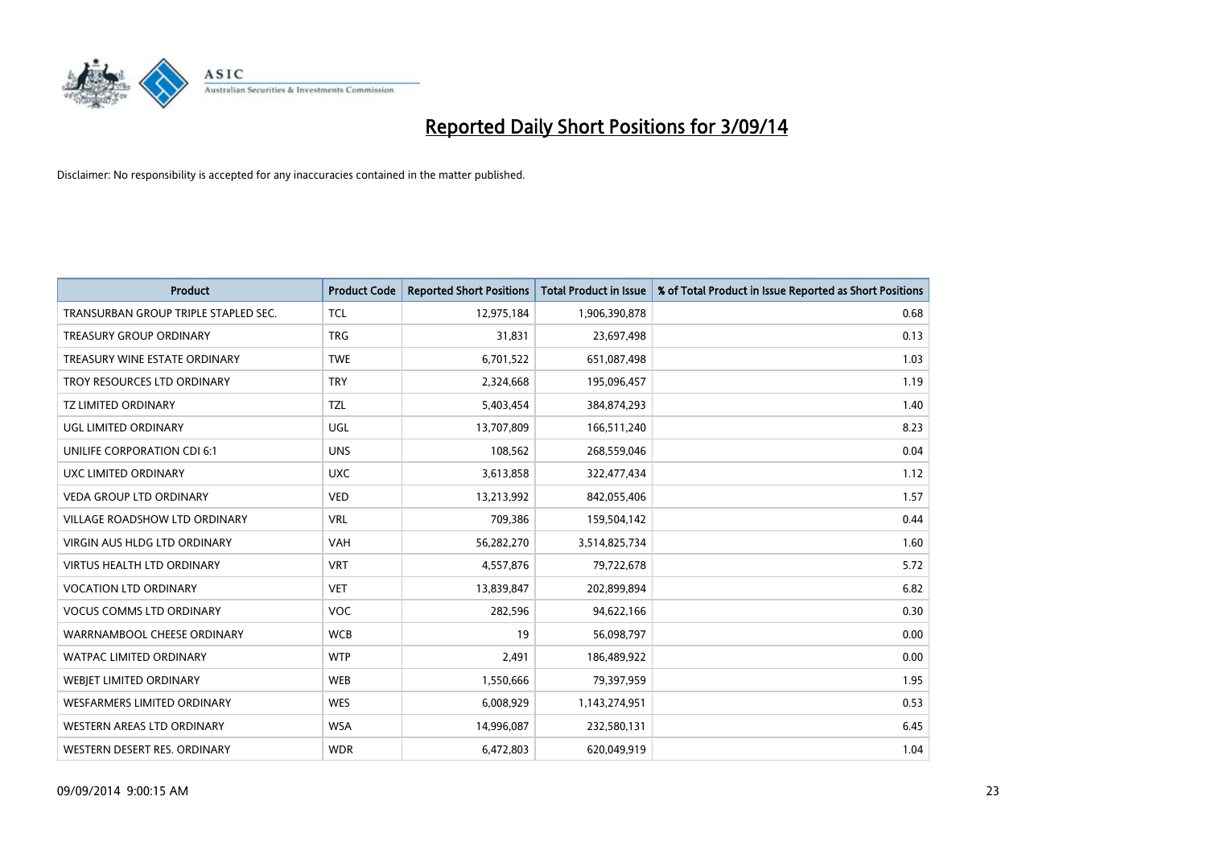# Reported Daily Short Positions for 3/09/14

Disclaimer: No responsibility is accepted for any inaccuracies contained in the matter published.

| Product | Product Code | Reported Short Positions | Total Product in Issue | % of Total Product in Issue Reported as Short Positions |
|---|---|---|---|---|
| TRANSURBAN GROUP TRIPLE STAPLED SEC. | TCL | 12,975,184 | 1,906,390,878 | 0.68 |
| TREASURY GROUP ORDINARY | TRG | 31,831 | 23,697,498 | 0.13 |
| TREASURY WINE ESTATE ORDINARY | TWE | 6,701,522 | 651,087,498 | 1.03 |
| TROY RESOURCES LTD ORDINARY | TRY | 2,324,668 | 195,096,457 | 1.19 |
| TZ LIMITED ORDINARY | TZL | 5,403,454 | 384,874,293 | 1.40 |
| UGL LIMITED ORDINARY | UGL | 13,707,809 | 166,511,240 | 8.23 |
| UNILIFE CORPORATION CDI 6:1 | UNS | 108,562 | 268,559,046 | 0.04 |
| UXC LIMITED ORDINARY | UXC | 3,613,858 | 322,477,434 | 1.12 |
| VEDA GROUP LTD ORDINARY | VED | 13,213,992 | 842,055,406 | 1.57 |
| VILLAGE ROADSHOW LTD ORDINARY | VRL | 709,386 | 159,504,142 | 0.44 |
| VIRGIN AUS HLDG LTD ORDINARY | VAH | 56,282,270 | 3,514,825,734 | 1.60 |
| VIRTUS HEALTH LTD ORDINARY | VRT | 4,557,876 | 79,722,678 | 5.72 |
| VOCATION LTD ORDINARY | VET | 13,839,847 | 202,899,894 | 6.82 |
| VOCUS COMMS LTD ORDINARY | VOC | 282,596 | 94,622,166 | 0.30 |
| WARRNAMBOOL CHEESE ORDINARY | WCB | 19 | 56,098,797 | 0.00 |
| WATPAC LIMITED ORDINARY | WTP | 2,491 | 186,489,922 | 0.00 |
| WEBJET LIMITED ORDINARY | WEB | 1,550,666 | 79,397,959 | 1.95 |
| WESFARMERS LIMITED ORDINARY | WES | 6,008,929 | 1,143,274,951 | 0.53 |
| WESTERN AREAS LTD ORDINARY | WSA | 14,996,087 | 232,580,131 | 6.45 |
| WESTERN DESERT RES. ORDINARY | WDR | 6,472,803 | 620,049,919 | 1.04 |

09/09/2014 9:00:15 AM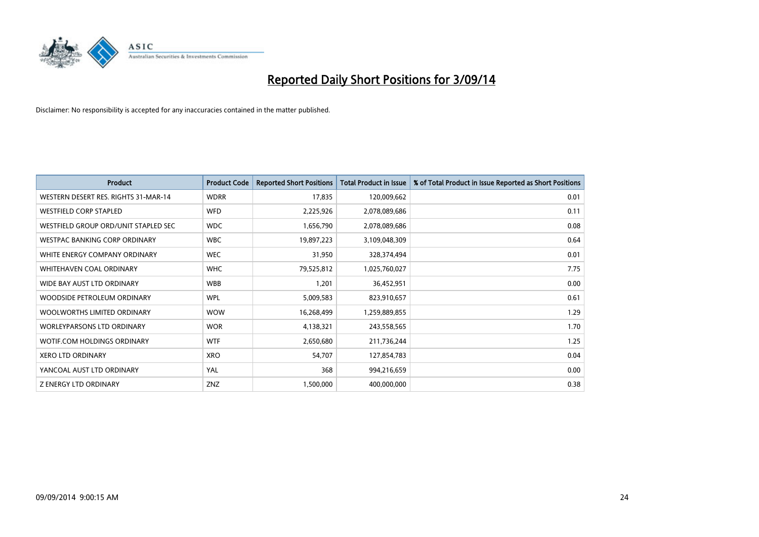# Reported Daily Short Positions for 3/09/14

Disclaimer: No responsibility is accepted for any inaccuracies contained in the matter published.

| Product | Product Code | Reported Short Positions | Total Product in Issue | % of Total Product in Issue Reported as Short Positions |
|---|---|---|---|---|
| WESTERN DESERT RES. RIGHTS 31-MAR-14 | WDRR | 17,835 | 120,009,662 | 0.01 |
| WESTFIELD CORP STAPLED | WFD | 2,225,926 | 2,078,089,686 | 0.11 |
| WESTFIELD GROUP ORD/UNIT STAPLED SEC | WDC | 1,656,790 | 2,078,089,686 | 0.08 |
| WESTPAC BANKING CORP ORDINARY | WBC | 19,897,223 | 3,109,048,309 | 0.64 |
| WHITE ENERGY COMPANY ORDINARY | WEC | 31,950 | 328,374,494 | 0.01 |
| WHITEHAVEN COAL ORDINARY | WHC | 79,525,812 | 1,025,760,027 | 7.75 |
| WIDE BAY AUST LTD ORDINARY | WBB | 1,201 | 36,452,951 | 0.00 |
| WOODSIDE PETROLEUM ORDINARY | WPL | 5,009,583 | 823,910,657 | 0.61 |
| WOOLWORTHS LIMITED ORDINARY | WOW | 16,268,499 | 1,259,889,855 | 1.29 |
| WORLEYPARSONS LTD ORDINARY | WOR | 4,138,321 | 243,558,565 | 1.70 |
| WOTIF.COM HOLDINGS ORDINARY | WTF | 2,650,680 | 211,736,244 | 1.25 |
| XERO LTD ORDINARY | XRO | 54,707 | 127,854,783 | 0.04 |
| YANCOAL AUST LTD ORDINARY | YAL | 368 | 994,216,659 | 0.00 |
| Z ENERGY LTD ORDINARY | ZNZ | 1,500,000 | 400,000,000 | 0.38 |

09/09/2014 9:00:15 AM